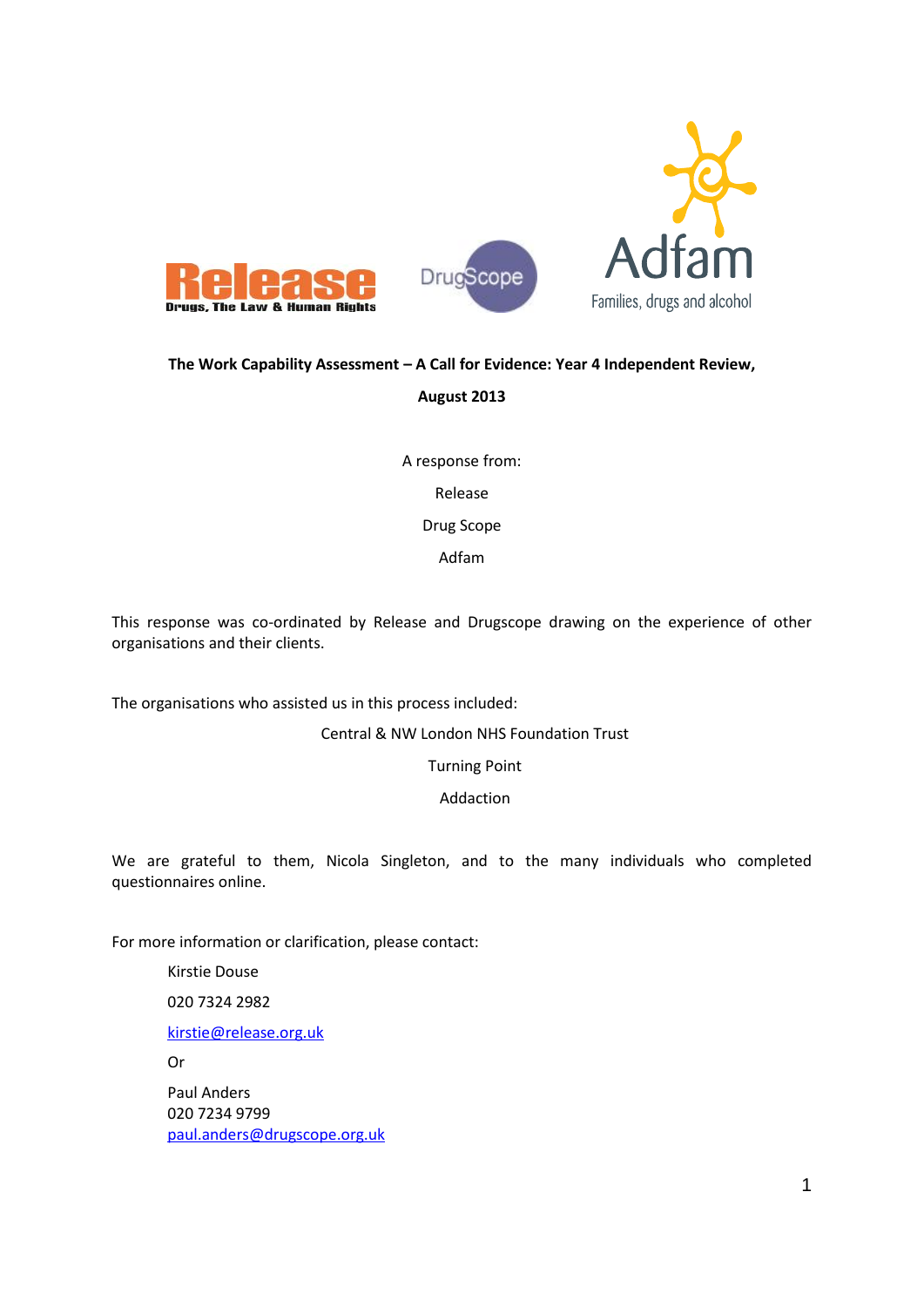**The Work Capability Assessment – A Call for Evidence: Year 4 Independent Review, August 2013**

A response from:

Release

Drug Scope

Adfam

This response was co-ordinated by Release and Drugscope drawing on the experience of other organisations and their clients.

The organisations who assisted us in this process included:

Central & NW London NHS Foundation Trust

Turning Point

Addaction

We are grateful to them, Nicola Singleton, and to the many individuals who completed questionnaires online.

For more information or clarification, please contact:

Kirstie Douse
020 7324 2982
kirstie@release.org.uk

Or

Paul Anders
020 7234 9799
paul.anders@drugscope.org.uk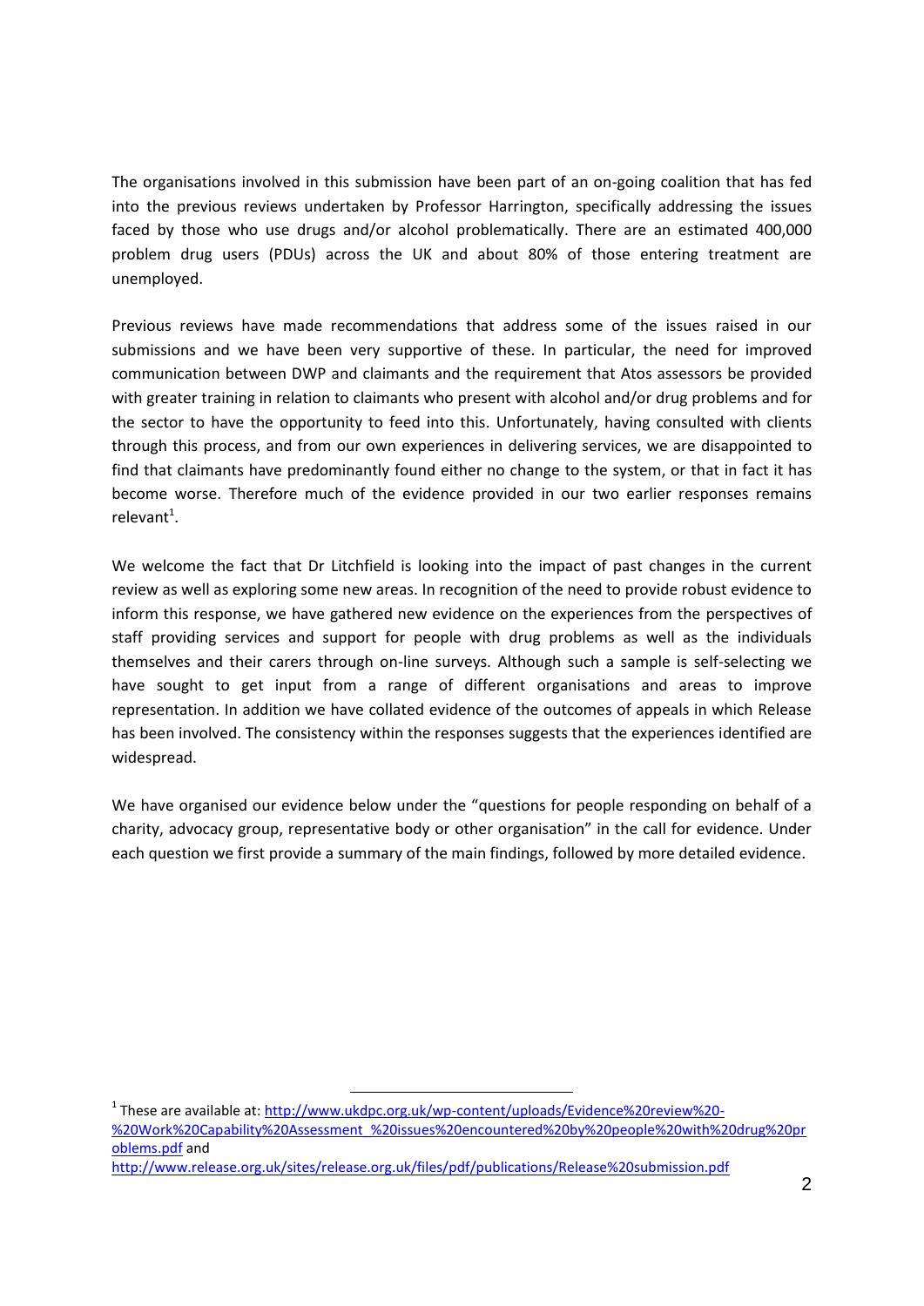The organisations involved in this submission have been part of an on-going coalition that has fed into the previous reviews undertaken by Professor Harrington, specifically addressing the issues faced by those who use drugs and/or alcohol problematically. There are an estimated 400,000 problem drug users (PDUs) across the UK and about 80% of those entering treatment are unemployed.

Previous reviews have made recommendations that address some of the issues raised in our submissions and we have been very supportive of these. In particular, the need for improved communication between DWP and claimants and the requirement that Atos assessors be provided with greater training in relation to claimants who present with alcohol and/or drug problems and for the sector to have the opportunity to feed into this. Unfortunately, having consulted with clients through this process, and from our own experiences in delivering services, we are disappointed to find that claimants have predominantly found either no change to the system, or that in fact it has become worse. Therefore much of the evidence provided in our two earlier responses remains relevant[1].

We welcome the fact that Dr Litchfield is looking into the impact of past changes in the current review as well as exploring some new areas. In recognition of the need to provide robust evidence to inform this response, we have gathered new evidence on the experiences from the perspectives of staff providing services and support for people with drug problems as well as the individuals themselves and their carers through on-line surveys. Although such a sample is self-selecting we have sought to get input from a range of different organisations and areas to improve representation. In addition we have collated evidence of the outcomes of appeals in which Release has been involved. The consistency within the responses suggests that the experiences identified are widespread.

We have organised our evidence below under the "questions for people responding on behalf of a charity, advocacy group, representative body or other organisation" in the call for evidence. Under each question we first provide a summary of the main findings, followed by more detailed evidence.

---

[1] These are available at: http://www.ukdpc.org.uk/wp-content/uploads/Evidence%20review%20-%20Work%20Capability%20Assessment_%20issues%20encountered%20by%20people%20with%20drug%20problems.pdf and http://www.release.org.uk/sites/release.org.uk/files/pdf/publications/Release%20submission.pdf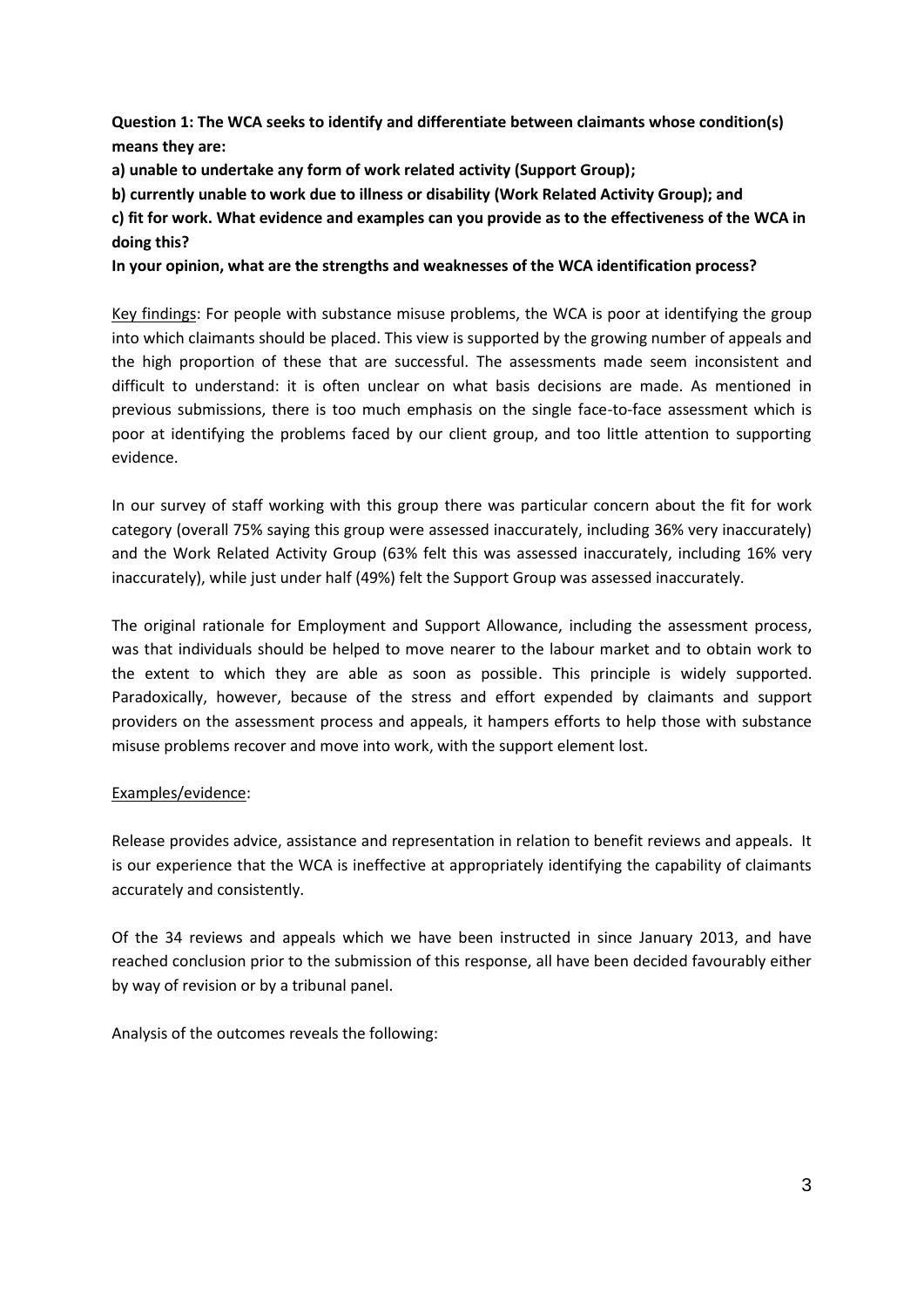**Question 1: The WCA seeks to identify and differentiate between claimants whose condition(s) means they are:**

**a) unable to undertake any form of work related activity (Support Group);**

**b) currently unable to work due to illness or disability (Work Related Activity Group); and**

**c) fit for work. What evidence and examples can you provide as to the effectiveness of the WCA in doing this?**

**In your opinion, what are the strengths and weaknesses of the WCA identification process?**

<u>Key findings</u>: For people with substance misuse problems, the WCA is poor at identifying the group into which claimants should be placed. This view is supported by the growing number of appeals and the high proportion of these that are successful. The assessments made seem inconsistent and difficult to understand: it is often unclear on what basis decisions are made. As mentioned in previous submissions, there is too much emphasis on the single face-to-face assessment which is poor at identifying the problems faced by our client group, and too little attention to supporting evidence.

In our survey of staff working with this group there was particular concern about the fit for work category (overall 75% saying this group were assessed inaccurately, including 36% very inaccurately) and the Work Related Activity Group (63% felt this was assessed inaccurately, including 16% very inaccurately), while just under half (49%) felt the Support Group was assessed inaccurately.

The original rationale for Employment and Support Allowance, including the assessment process, was that individuals should be helped to move nearer to the labour market and to obtain work to the extent to which they are able as soon as possible. This principle is widely supported. Paradoxically, however, because of the stress and effort expended by claimants and support providers on the assessment process and appeals, it hampers efforts to help those with substance misuse problems recover and move into work, with the support element lost.

<u>Examples/evidence</u>:

Release provides advice, assistance and representation in relation to benefit reviews and appeals. It is our experience that the WCA is ineffective at appropriately identifying the capability of claimants accurately and consistently.

Of the 34 reviews and appeals which we have been instructed in since January 2013, and have reached conclusion prior to the submission of this response, all have been decided favourably either by way of revision or by a tribunal panel.

Analysis of the outcomes reveals the following: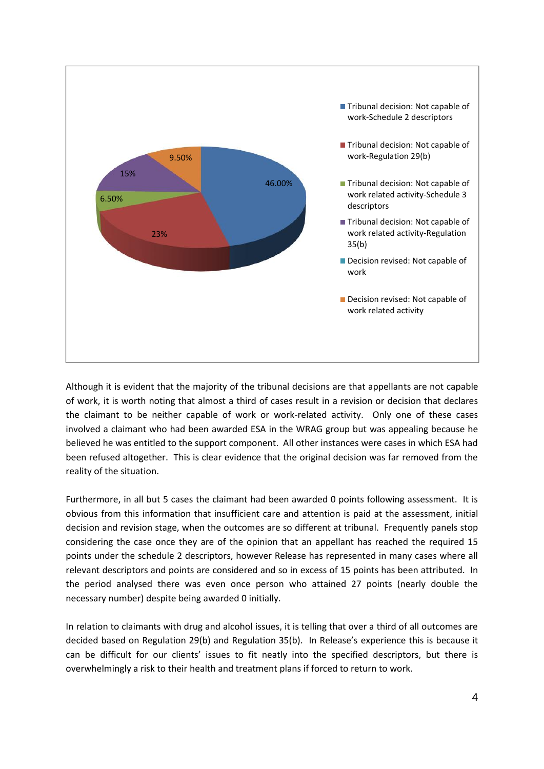Although it is evident that the majority of the tribunal decisions are that appellants are not capable of work, it is worth noting that almost a third of cases result in a revision or decision that declares the claimant to be neither capable of work or work-related activity. Only one of these cases involved a claimant who had been awarded ESA in the WRAG group but was appealing because he believed he was entitled to the support component. All other instances were cases in which ESA had been refused altogether. This is clear evidence that the original decision was far removed from the reality of the situation.

Furthermore, in all but 5 cases the claimant had been awarded 0 points following assessment. It is obvious from this information that insufficient care and attention is paid at the assessment, initial decision and revision stage, when the outcomes are so different at tribunal. Frequently panels stop considering the case once they are of the opinion that an appellant has reached the required 15 points under the schedule 2 descriptors, however Release has represented in many cases where all relevant descriptors and points are considered and so in excess of 15 points has been attributed. In the period analysed there was even once person who attained 27 points (nearly double the necessary number) despite being awarded 0 initially.

In relation to claimants with drug and alcohol issues, it is telling that over a third of all outcomes are decided based on Regulation 29(b) and Regulation 35(b). In Release's experience this is because it can be difficult for our clients' issues to fit neatly into the specified descriptors, but there is overwhelmingly a risk to their health and treatment plans if forced to return to work.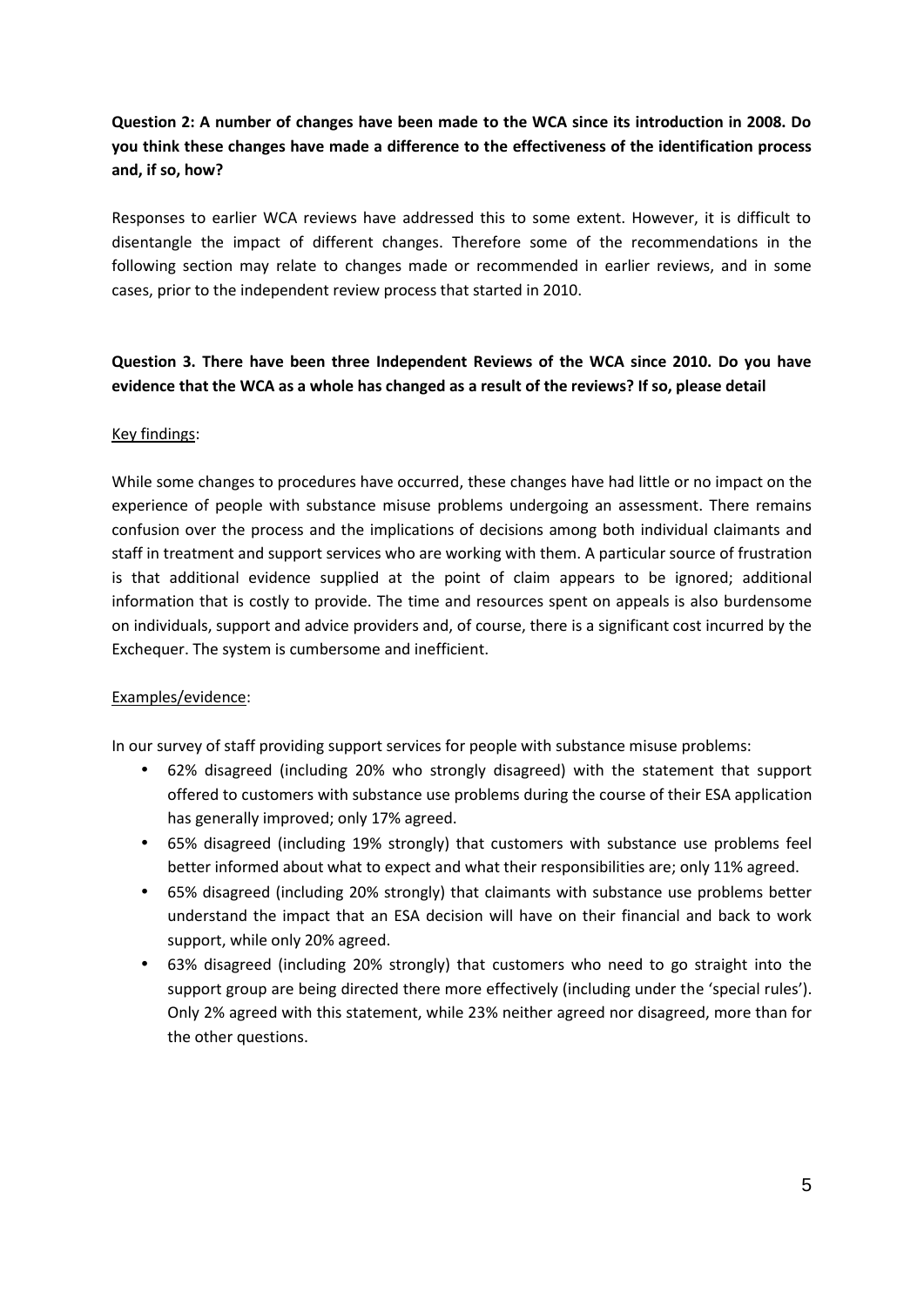**Question 2: A number of changes have been made to the WCA since its introduction in 2008. Do you think these changes have made a difference to the effectiveness of the identification process and, if so, how?**

Responses to earlier WCA reviews have addressed this to some extent. However, it is difficult to disentangle the impact of different changes. Therefore some of the recommendations in the following section may relate to changes made or recommended in earlier reviews, and in some cases, prior to the independent review process that started in 2010.

**Question 3. There have been three Independent Reviews of the WCA since 2010. Do you have evidence that the WCA as a whole has changed as a result of the reviews? If so, please detail**

Key findings:

While some changes to procedures have occurred, these changes have had little or no impact on the experience of people with substance misuse problems undergoing an assessment. There remains confusion over the process and the implications of decisions among both individual claimants and staff in treatment and support services who are working with them. A particular source of frustration is that additional evidence supplied at the point of claim appears to be ignored; additional information that is costly to provide. The time and resources spent on appeals is also burdensome on individuals, support and advice providers and, of course, there is a significant cost incurred by the Exchequer. The system is cumbersome and inefficient.

Examples/evidence:

In our survey of staff providing support services for people with substance misuse problems:

- 62% disagreed (including 20% who strongly disagreed) with the statement that support offered to customers with substance use problems during the course of their ESA application has generally improved; only 17% agreed.
- 65% disagreed (including 19% strongly) that customers with substance use problems feel better informed about what to expect and what their responsibilities are; only 11% agreed.
- 65% disagreed (including 20% strongly) that claimants with substance use problems better understand the impact that an ESA decision will have on their financial and back to work support, while only 20% agreed.
- 63% disagreed (including 20% strongly) that customers who need to go straight into the support group are being directed there more effectively (including under the 'special rules'). Only 2% agreed with this statement, while 23% neither agreed nor disagreed, more than for the other questions.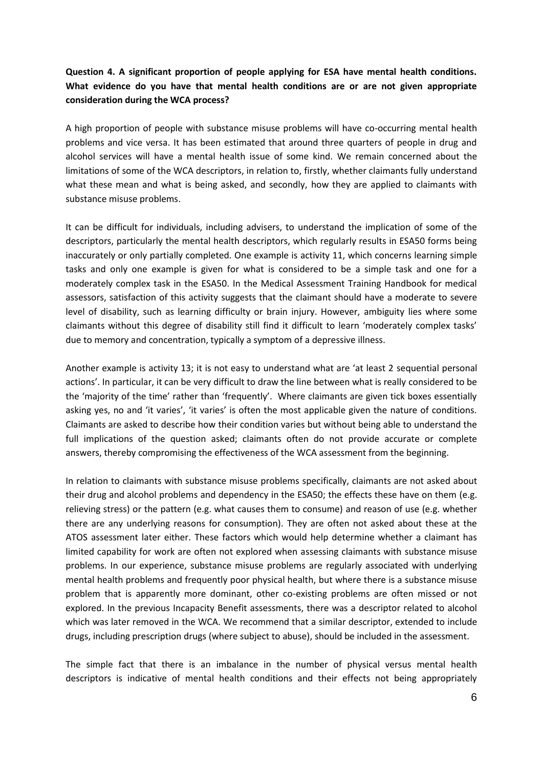**Question 4. A significant proportion of people applying for ESA have mental health conditions. What evidence do you have that mental health conditions are or are not given appropriate consideration during the WCA process?**

A high proportion of people with substance misuse problems will have co-occurring mental health problems and vice versa. It has been estimated that around three quarters of people in drug and alcohol services will have a mental health issue of some kind. We remain concerned about the limitations of some of the WCA descriptors, in relation to, firstly, whether claimants fully understand what these mean and what is being asked, and secondly, how they are applied to claimants with substance misuse problems.

It can be difficult for individuals, including advisers, to understand the implication of some of the descriptors, particularly the mental health descriptors, which regularly results in ESA50 forms being inaccurately or only partially completed. One example is activity 11, which concerns learning simple tasks and only one example is given for what is considered to be a simple task and one for a moderately complex task in the ESA50. In the Medical Assessment Training Handbook for medical assessors, satisfaction of this activity suggests that the claimant should have a moderate to severe level of disability, such as learning difficulty or brain injury. However, ambiguity lies where some claimants without this degree of disability still find it difficult to learn 'moderately complex tasks' due to memory and concentration, typically a symptom of a depressive illness.

Another example is activity 13; it is not easy to understand what are 'at least 2 sequential personal actions'. In particular, it can be very difficult to draw the line between what is really considered to be the 'majority of the time' rather than 'frequently'. Where claimants are given tick boxes essentially asking yes, no and 'it varies', 'it varies' is often the most applicable given the nature of conditions. Claimants are asked to describe how their condition varies but without being able to understand the full implications of the question asked; claimants often do not provide accurate or complete answers, thereby compromising the effectiveness of the WCA assessment from the beginning.

In relation to claimants with substance misuse problems specifically, claimants are not asked about their drug and alcohol problems and dependency in the ESA50; the effects these have on them (e.g. relieving stress) or the pattern (e.g. what causes them to consume) and reason of use (e.g. whether there are any underlying reasons for consumption). They are often not asked about these at the ATOS assessment later either. These factors which would help determine whether a claimant has limited capability for work are often not explored when assessing claimants with substance misuse problems. In our experience, substance misuse problems are regularly associated with underlying mental health problems and frequently poor physical health, but where there is a substance misuse problem that is apparently more dominant, other co-existing problems are often missed or not explored. In the previous Incapacity Benefit assessments, there was a descriptor related to alcohol which was later removed in the WCA. We recommend that a similar descriptor, extended to include drugs, including prescription drugs (where subject to abuse), should be included in the assessment.

The simple fact that there is an imbalance in the number of physical versus mental health descriptors is indicative of mental health conditions and their effects not being appropriately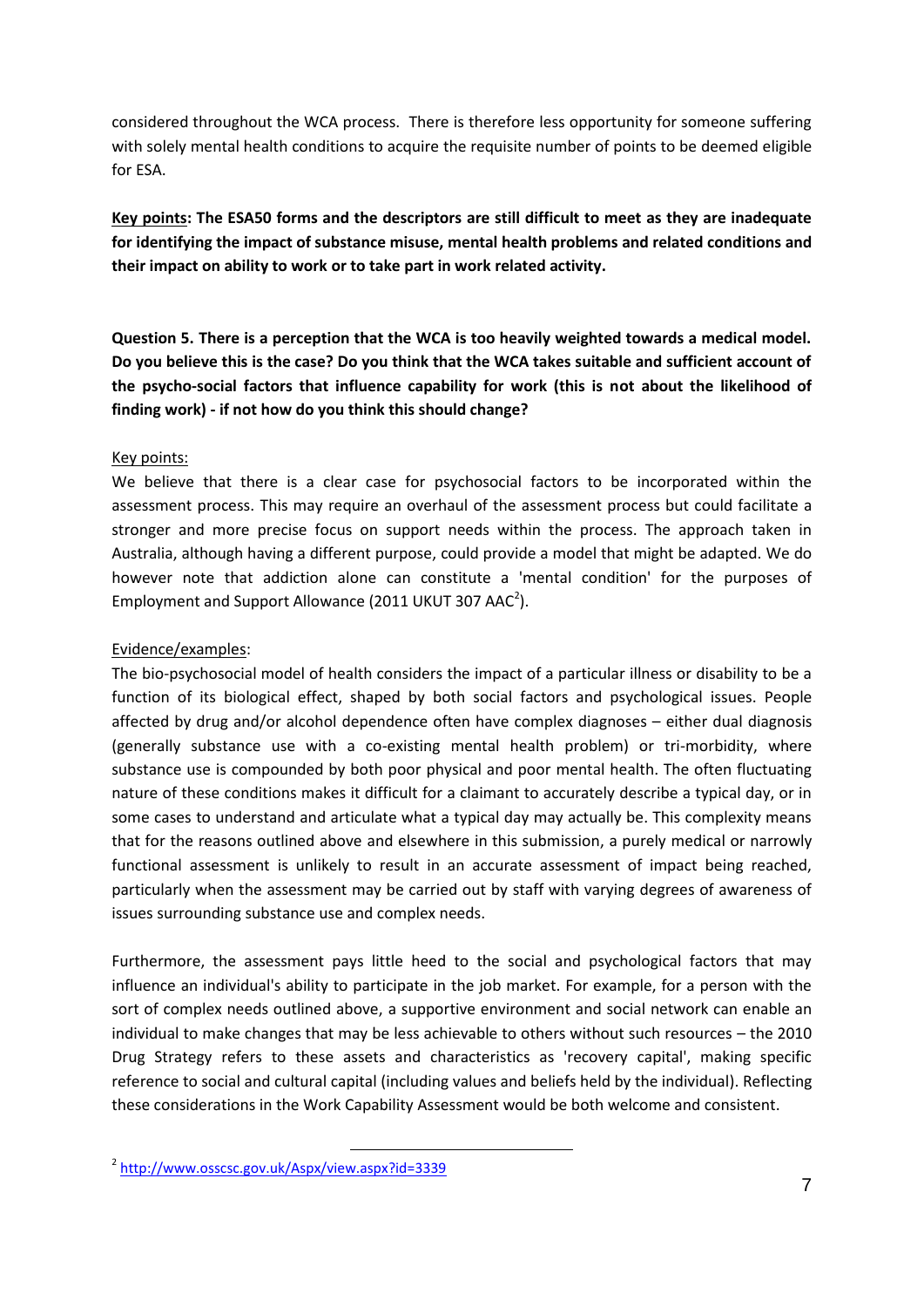considered throughout the WCA process. There is therefore less opportunity for someone suffering with solely mental health conditions to acquire the requisite number of points to be deemed eligible for ESA.

**Key points: The ESA50 forms and the descriptors are still difficult to meet as they are inadequate for identifying the impact of substance misuse, mental health problems and related conditions and their impact on ability to work or to take part in work related activity.**

**Question 5. There is a perception that the WCA is too heavily weighted towards a medical model. Do you believe this is the case? Do you think that the WCA takes suitable and sufficient account of the psycho-social factors that influence capability for work (this is not about the likelihood of finding work) - if not how do you think this should change?**

Key points:

We believe that there is a clear case for psychosocial factors to be incorporated within the assessment process. This may require an overhaul of the assessment process but could facilitate a stronger and more precise focus on support needs within the process. The approach taken in Australia, although having a different purpose, could provide a model that might be adapted. We do however note that addiction alone can constitute a 'mental condition' for the purposes of Employment and Support Allowance (2011 UKUT 307 AAC[2]).

Evidence/examples:

The bio-psychosocial model of health considers the impact of a particular illness or disability to be a function of its biological effect, shaped by both social factors and psychological issues. People affected by drug and/or alcohol dependence often have complex diagnoses – either dual diagnosis (generally substance use with a co-existing mental health problem) or tri-morbidity, where substance use is compounded by both poor physical and poor mental health. The often fluctuating nature of these conditions makes it difficult for a claimant to accurately describe a typical day, or in some cases to understand and articulate what a typical day may actually be. This complexity means that for the reasons outlined above and elsewhere in this submission, a purely medical or narrowly functional assessment is unlikely to result in an accurate assessment of impact being reached, particularly when the assessment may be carried out by staff with varying degrees of awareness of issues surrounding substance use and complex needs.

Furthermore, the assessment pays little heed to the social and psychological factors that may influence an individual's ability to participate in the job market. For example, for a person with the sort of complex needs outlined above, a supportive environment and social network can enable an individual to make changes that may be less achievable to others without such resources – the 2010 Drug Strategy refers to these assets and characteristics as 'recovery capital', making specific reference to social and cultural capital (including values and beliefs held by the individual). Reflecting these considerations in the Work Capability Assessment would be both welcome and consistent.

---

[2] http://www.osscsc.gov.uk/Aspx/view.aspx?id=3339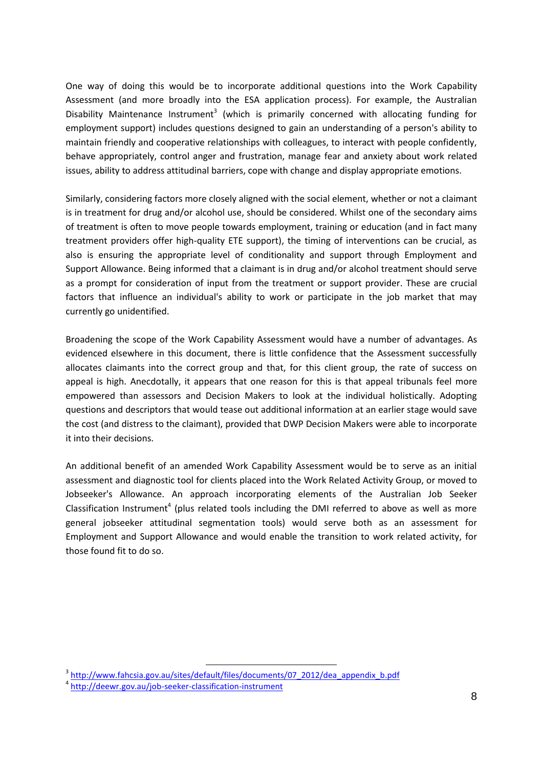One way of doing this would be to incorporate additional questions into the Work Capability Assessment (and more broadly into the ESA application process). For example, the Australian Disability Maintenance Instrument[3] (which is primarily concerned with allocating funding for employment support) includes questions designed to gain an understanding of a person's ability to maintain friendly and cooperative relationships with colleagues, to interact with people confidently, behave appropriately, control anger and frustration, manage fear and anxiety about work related issues, ability to address attitudinal barriers, cope with change and display appropriate emotions.

Similarly, considering factors more closely aligned with the social element, whether or not a claimant is in treatment for drug and/or alcohol use, should be considered. Whilst one of the secondary aims of treatment is often to move people towards employment, training or education (and in fact many treatment providers offer high-quality ETE support), the timing of interventions can be crucial, as also is ensuring the appropriate level of conditionality and support through Employment and Support Allowance. Being informed that a claimant is in drug and/or alcohol treatment should serve as a prompt for consideration of input from the treatment or support provider. These are crucial factors that influence an individual's ability to work or participate in the job market that may currently go unidentified.

Broadening the scope of the Work Capability Assessment would have a number of advantages. As evidenced elsewhere in this document, there is little confidence that the Assessment successfully allocates claimants into the correct group and that, for this client group, the rate of success on appeal is high. Anecdotally, it appears that one reason for this is that appeal tribunals feel more empowered than assessors and Decision Makers to look at the individual holistically. Adopting questions and descriptors that would tease out additional information at an earlier stage would save the cost (and distress to the claimant), provided that DWP Decision Makers were able to incorporate it into their decisions.

An additional benefit of an amended Work Capability Assessment would be to serve as an initial assessment and diagnostic tool for clients placed into the Work Related Activity Group, or moved to Jobseeker's Allowance. An approach incorporating elements of the Australian Job Seeker Classification Instrument[4] (plus related tools including the DMI referred to above as well as more general jobseeker attitudinal segmentation tools) would serve both as an assessment for Employment and Support Allowance and would enable the transition to work related activity, for those found fit to do so.

---

[3] http://www.fahcsia.gov.au/sites/default/files/documents/07_2012/dea_appendix_b.pdf

[4] http://deewr.gov.au/job-seeker-classification-instrument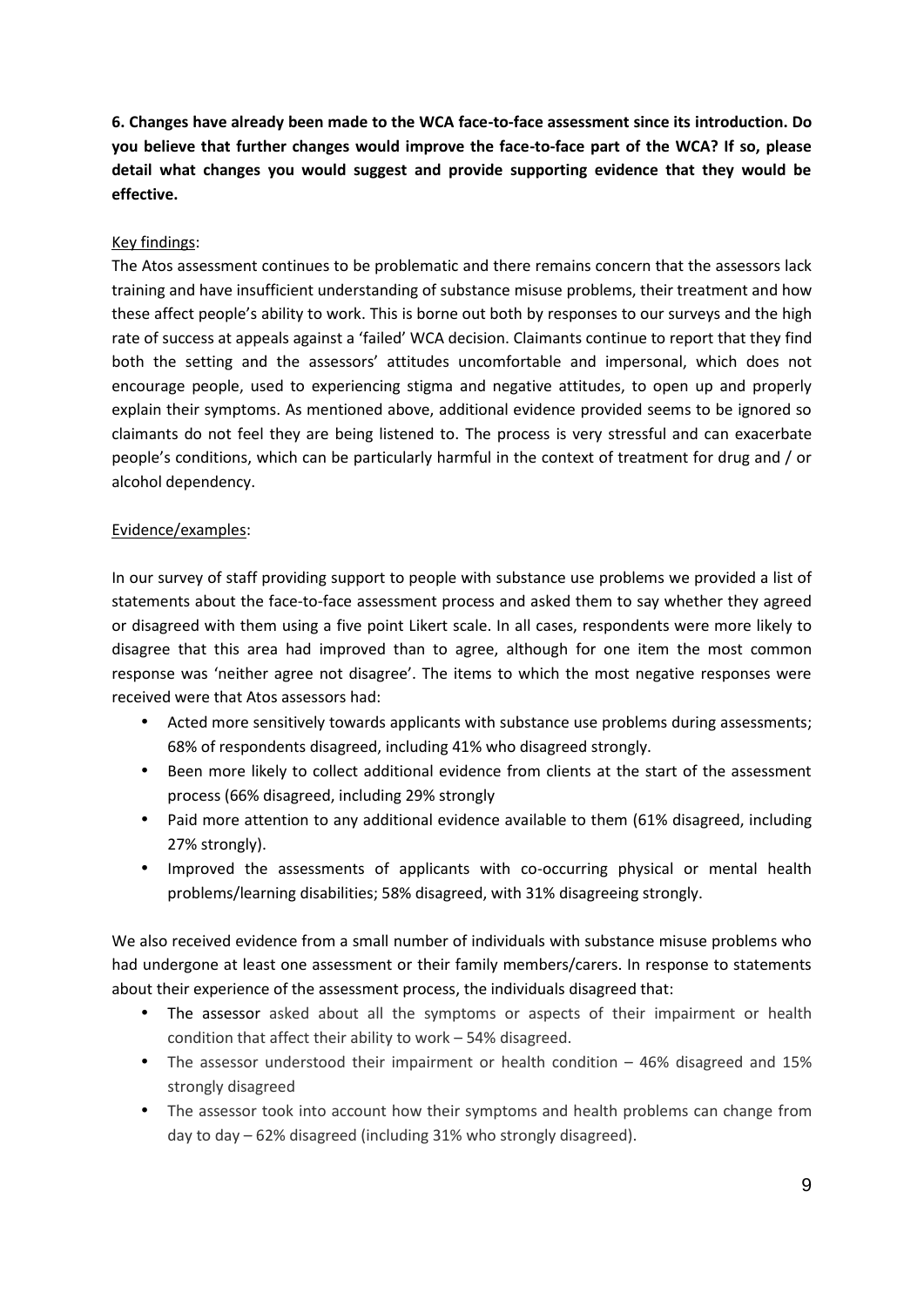**6. Changes have already been made to the WCA face-to-face assessment since its introduction. Do you believe that further changes would improve the face-to-face part of the WCA? If so, please detail what changes you would suggest and provide supporting evidence that they would be effective.**

Key findings:

The Atos assessment continues to be problematic and there remains concern that the assessors lack training and have insufficient understanding of substance misuse problems, their treatment and how these affect people's ability to work. This is borne out both by responses to our surveys and the high rate of success at appeals against a 'failed' WCA decision. Claimants continue to report that they find both the setting and the assessors' attitudes uncomfortable and impersonal, which does not encourage people, used to experiencing stigma and negative attitudes, to open up and properly explain their symptoms. As mentioned above, additional evidence provided seems to be ignored so claimants do not feel they are being listened to. The process is very stressful and can exacerbate people's conditions, which can be particularly harmful in the context of treatment for drug and / or alcohol dependency.

Evidence/examples:

In our survey of staff providing support to people with substance use problems we provided a list of statements about the face-to-face assessment process and asked them to say whether they agreed or disagreed with them using a five point Likert scale. In all cases, respondents were more likely to disagree that this area had improved than to agree, although for one item the most common response was 'neither agree not disagree'. The items to which the most negative responses were received were that Atos assessors had:

- Acted more sensitively towards applicants with substance use problems during assessments; 68% of respondents disagreed, including 41% who disagreed strongly.
- Been more likely to collect additional evidence from clients at the start of the assessment process (66% disagreed, including 29% strongly
- Paid more attention to any additional evidence available to them (61% disagreed, including 27% strongly).
- Improved the assessments of applicants with co-occurring physical or mental health problems/learning disabilities; 58% disagreed, with 31% disagreeing strongly.

We also received evidence from a small number of individuals with substance misuse problems who had undergone at least one assessment or their family members/carers. In response to statements about their experience of the assessment process, the individuals disagreed that:

- The assessor asked about all the symptoms or aspects of their impairment or health condition that affect their ability to work – 54% disagreed.
- The assessor understood their impairment or health condition – 46% disagreed and 15% strongly disagreed
- The assessor took into account how their symptoms and health problems can change from day to day – 62% disagreed (including 31% who strongly disagreed).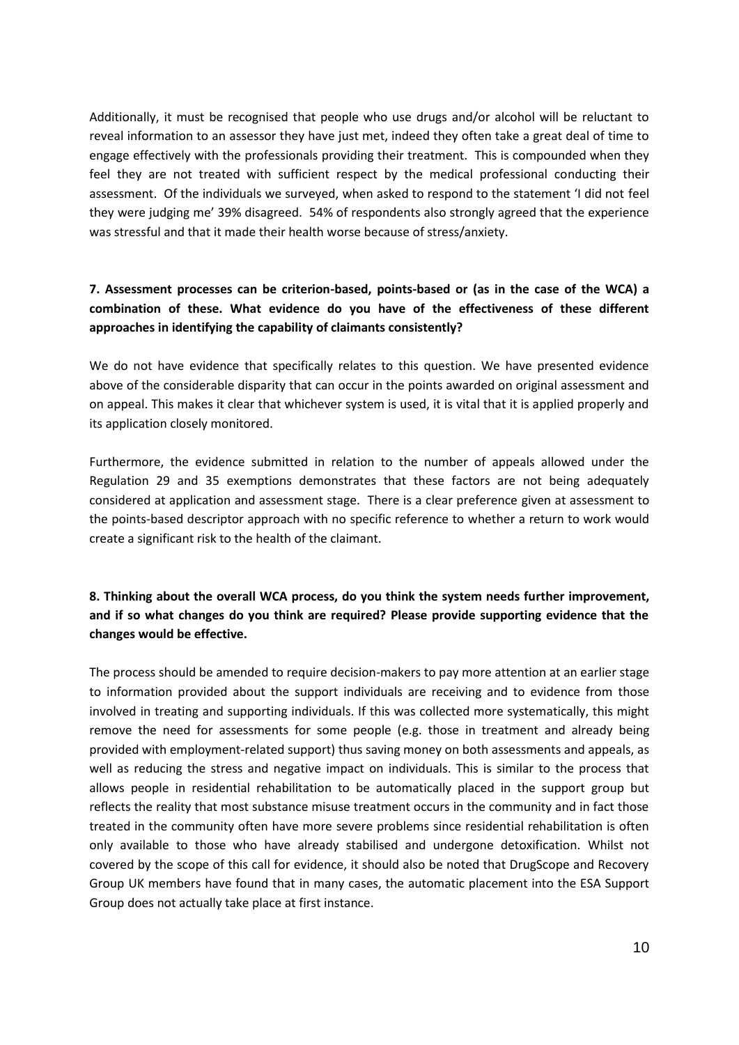Additionally, it must be recognised that people who use drugs and/or alcohol will be reluctant to reveal information to an assessor they have just met, indeed they often take a great deal of time to engage effectively with the professionals providing their treatment. This is compounded when they feel they are not treated with sufficient respect by the medical professional conducting their assessment. Of the individuals we surveyed, when asked to respond to the statement 'I did not feel they were judging me' 39% disagreed. 54% of respondents also strongly agreed that the experience was stressful and that it made their health worse because of stress/anxiety.

**7. Assessment processes can be criterion-based, points-based or (as in the case of the WCA) a combination of these. What evidence do you have of the effectiveness of these different approaches in identifying the capability of claimants consistently?**

We do not have evidence that specifically relates to this question. We have presented evidence above of the considerable disparity that can occur in the points awarded on original assessment and on appeal. This makes it clear that whichever system is used, it is vital that it is applied properly and its application closely monitored.

Furthermore, the evidence submitted in relation to the number of appeals allowed under the Regulation 29 and 35 exemptions demonstrates that these factors are not being adequately considered at application and assessment stage. There is a clear preference given at assessment to the points-based descriptor approach with no specific reference to whether a return to work would create a significant risk to the health of the claimant.

**8. Thinking about the overall WCA process, do you think the system needs further improvement, and if so what changes do you think are required? Please provide supporting evidence that the changes would be effective.**

The process should be amended to require decision-makers to pay more attention at an earlier stage to information provided about the support individuals are receiving and to evidence from those involved in treating and supporting individuals. If this was collected more systematically, this might remove the need for assessments for some people (e.g. those in treatment and already being provided with employment-related support) thus saving money on both assessments and appeals, as well as reducing the stress and negative impact on individuals. This is similar to the process that allows people in residential rehabilitation to be automatically placed in the support group but reflects the reality that most substance misuse treatment occurs in the community and in fact those treated in the community often have more severe problems since residential rehabilitation is often only available to those who have already stabilised and undergone detoxification. Whilst not covered by the scope of this call for evidence, it should also be noted that DrugScope and Recovery Group UK members have found that in many cases, the automatic placement into the ESA Support Group does not actually take place at first instance.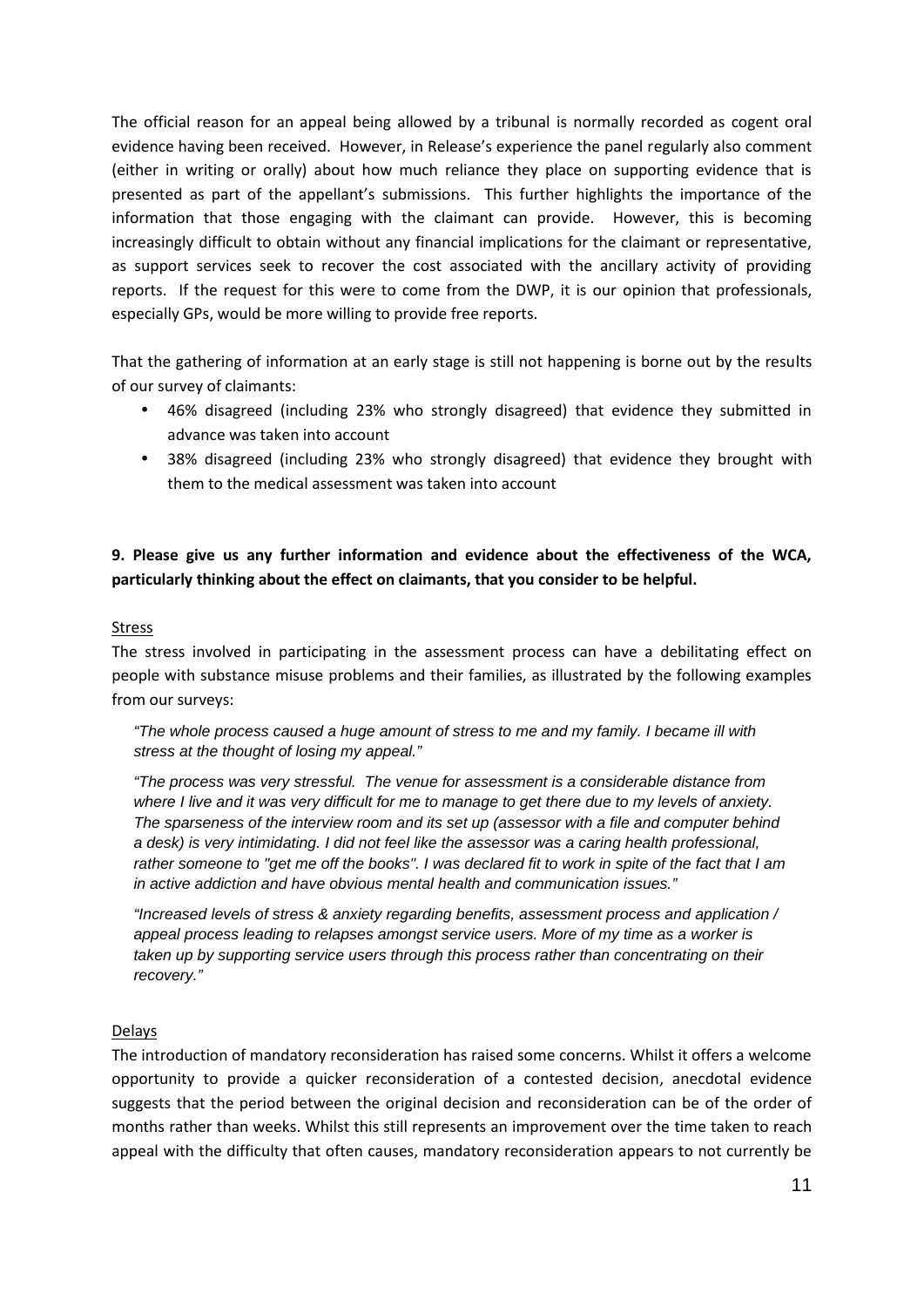The official reason for an appeal being allowed by a tribunal is normally recorded as cogent oral evidence having been received. However, in Release's experience the panel regularly also comment (either in writing or orally) about how much reliance they place on supporting evidence that is presented as part of the appellant's submissions. This further highlights the importance of the information that those engaging with the claimant can provide. However, this is becoming increasingly difficult to obtain without any financial implications for the claimant or representative, as support services seek to recover the cost associated with the ancillary activity of providing reports. If the request for this were to come from the DWP, it is our opinion that professionals, especially GPs, would be more willing to provide free reports.

That the gathering of information at an early stage is still not happening is borne out by the results of our survey of claimants:

- 46% disagreed (including 23% who strongly disagreed) that evidence they submitted in advance was taken into account
- 38% disagreed (including 23% who strongly disagreed) that evidence they brought with them to the medical assessment was taken into account

**9. Please give us any further information and evidence about the effectiveness of the WCA, particularly thinking about the effect on claimants, that you consider to be helpful.**

Stress

The stress involved in participating in the assessment process can have a debilitating effect on people with substance misuse problems and their families, as illustrated by the following examples from our surveys:

> *"The whole process caused a huge amount of stress to me and my family. I became ill with stress at the thought of losing my appeal."*
>
> *"The process was very stressful. The venue for assessment is a considerable distance from where I live and it was very difficult for me to manage to get there due to my levels of anxiety. The sparseness of the interview room and its set up (assessor with a file and computer behind a desk) is very intimidating. I did not feel like the assessor was a caring health professional, rather someone to "get me off the books". I was declared fit to work in spite of the fact that I am in active addiction and have obvious mental health and communication issues."*
>
> *"Increased levels of stress & anxiety regarding benefits, assessment process and application / appeal process leading to relapses amongst service users. More of my time as a worker is taken up by supporting service users through this process rather than concentrating on their recovery."*

Delays

The introduction of mandatory reconsideration has raised some concerns. Whilst it offers a welcome opportunity to provide a quicker reconsideration of a contested decision, anecdotal evidence suggests that the period between the original decision and reconsideration can be of the order of months rather than weeks. Whilst this still represents an improvement over the time taken to reach appeal with the difficulty that often causes, mandatory reconsideration appears to not currently be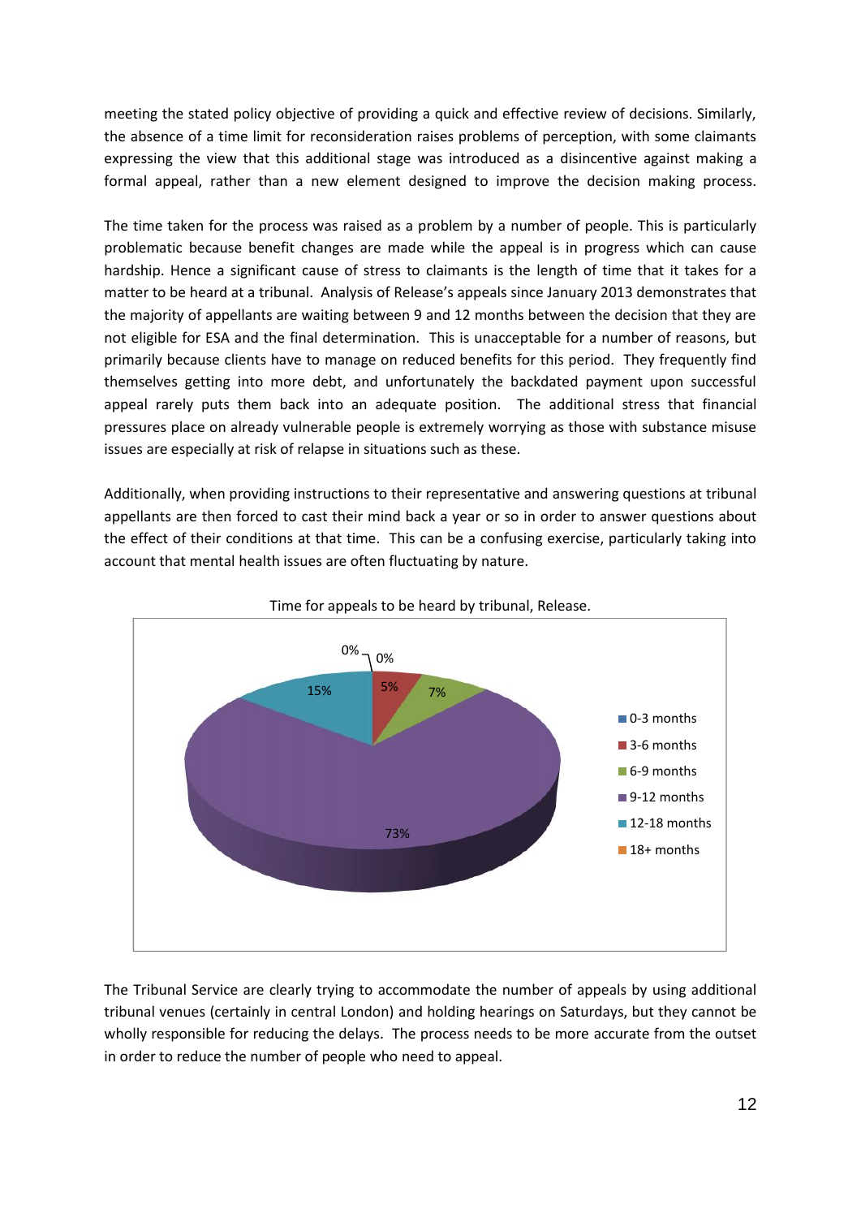meeting the stated policy objective of providing a quick and effective review of decisions. Similarly, the absence of a time limit for reconsideration raises problems of perception, with some claimants expressing the view that this additional stage was introduced as a disincentive against making a formal appeal, rather than a new element designed to improve the decision making process.

The time taken for the process was raised as a problem by a number of people. This is particularly problematic because benefit changes are made while the appeal is in progress which can cause hardship. Hence a significant cause of stress to claimants is the length of time that it takes for a matter to be heard at a tribunal. Analysis of Release's appeals since January 2013 demonstrates that the majority of appellants are waiting between 9 and 12 months between the decision that they are not eligible for ESA and the final determination. This is unacceptable for a number of reasons, but primarily because clients have to manage on reduced benefits for this period. They frequently find themselves getting into more debt, and unfortunately the backdated payment upon successful appeal rarely puts them back into an adequate position. The additional stress that financial pressures place on already vulnerable people is extremely worrying as those with substance misuse issues are especially at risk of relapse in situations such as these.

Additionally, when providing instructions to their representative and answering questions at tribunal appellants are then forced to cast their mind back a year or so in order to answer questions about the effect of their conditions at that time. This can be a confusing exercise, particularly taking into account that mental health issues are often fluctuating by nature.

Time for appeals to be heard by tribunal, Release.

| Time | Percentage |
|---|---|
| 0-3 months | 0% |
| 3-6 months | 5% |
| 6-9 months | 7% |
| 9-12 months | 73% |
| 12-18 months | 15% |
| 18+ months | 0% |

The Tribunal Service are clearly trying to accommodate the number of appeals by using additional tribunal venues (certainly in central London) and holding hearings on Saturdays, but they cannot be wholly responsible for reducing the delays. The process needs to be more accurate from the outset in order to reduce the number of people who need to appeal.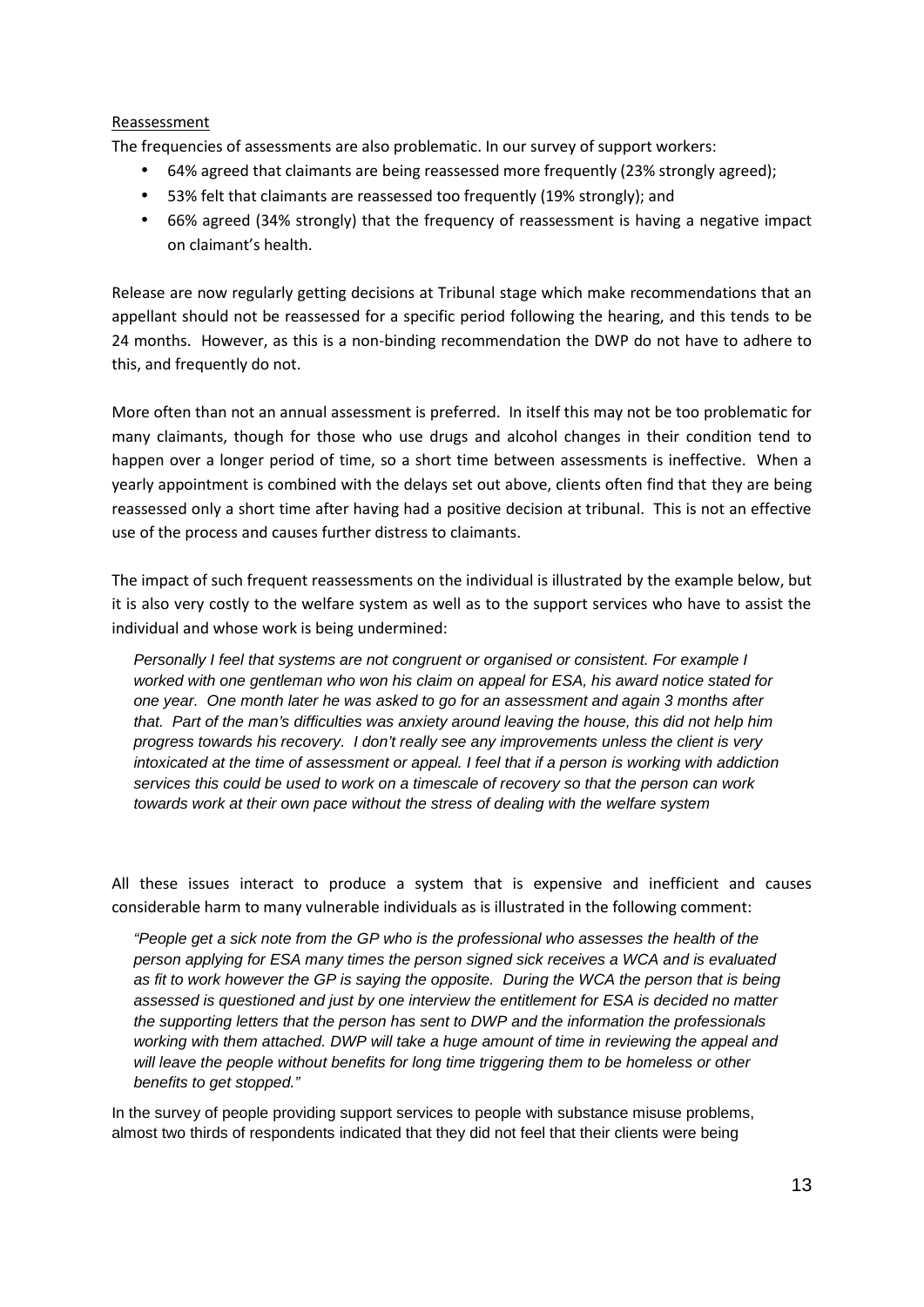Reassessment

The frequencies of assessments are also problematic. In our survey of support workers:

- 64% agreed that claimants are being reassessed more frequently (23% strongly agreed);
- 53% felt that claimants are reassessed too frequently (19% strongly); and
- 66% agreed (34% strongly) that the frequency of reassessment is having a negative impact on claimant's health.

Release are now regularly getting decisions at Tribunal stage which make recommendations that an appellant should not be reassessed for a specific period following the hearing, and this tends to be 24 months. However, as this is a non-binding recommendation the DWP do not have to adhere to this, and frequently do not.

More often than not an annual assessment is preferred. In itself this may not be too problematic for many claimants, though for those who use drugs and alcohol changes in their condition tend to happen over a longer period of time, so a short time between assessments is ineffective. When a yearly appointment is combined with the delays set out above, clients often find that they are being reassessed only a short time after having had a positive decision at tribunal. This is not an effective use of the process and causes further distress to claimants.

The impact of such frequent reassessments on the individual is illustrated by the example below, but it is also very costly to the welfare system as well as to the support services who have to assist the individual and whose work is being undermined:

> *Personally I feel that systems are not congruent or organised or consistent. For example I worked with one gentleman who won his claim on appeal for ESA, his award notice stated for one year. One month later he was asked to go for an assessment and again 3 months after that. Part of the man's difficulties was anxiety around leaving the house, this did not help him progress towards his recovery. I don't really see any improvements unless the client is very intoxicated at the time of assessment or appeal. I feel that if a person is working with addiction services this could be used to work on a timescale of recovery so that the person can work towards work at their own pace without the stress of dealing with the welfare system*

All these issues interact to produce a system that is expensive and inefficient and causes considerable harm to many vulnerable individuals as is illustrated in the following comment:

> *"People get a sick note from the GP who is the professional who assesses the health of the person applying for ESA many times the person signed sick receives a WCA and is evaluated as fit to work however the GP is saying the opposite. During the WCA the person that is being assessed is questioned and just by one interview the entitlement for ESA is decided no matter the supporting letters that the person has sent to DWP and the information the professionals working with them attached. DWP will take a huge amount of time in reviewing the appeal and will leave the people without benefits for long time triggering them to be homeless or other benefits to get stopped."*

In the survey of people providing support services to people with substance misuse problems, almost two thirds of respondents indicated that they did not feel that their clients were being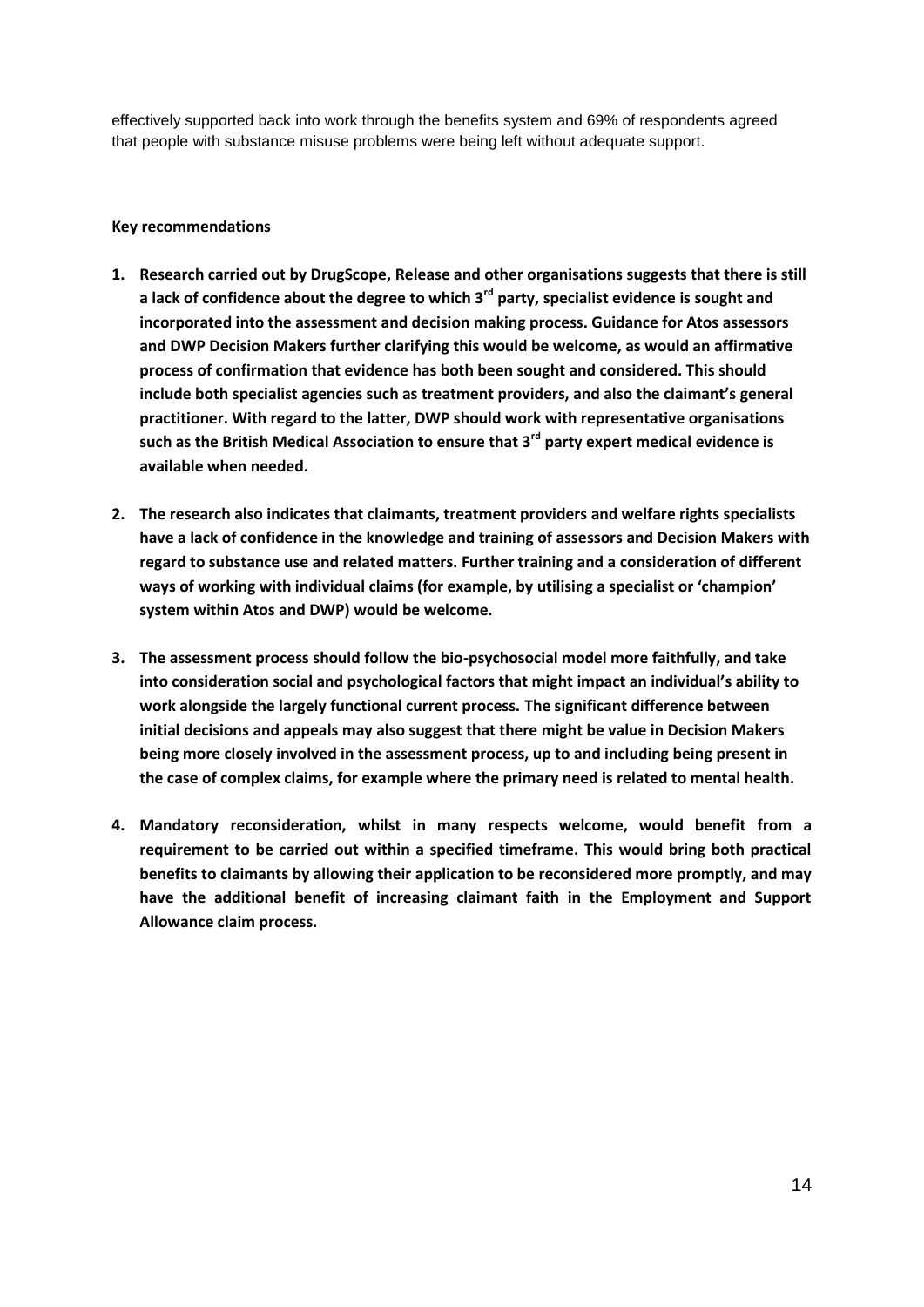effectively supported back into work through the benefits system and 69% of respondents agreed that people with substance misuse problems were being left without adequate support.

**Key recommendations**

1. **Research carried out by DrugScope, Release and other organisations suggests that there is still a lack of confidence about the degree to which 3rd party, specialist evidence is sought and incorporated into the assessment and decision making process. Guidance for Atos assessors and DWP Decision Makers further clarifying this would be welcome, as would an affirmative process of confirmation that evidence has both been sought and considered. This should include both specialist agencies such as treatment providers, and also the claimant's general practitioner. With regard to the latter, DWP should work with representative organisations such as the British Medical Association to ensure that 3rd party expert medical evidence is available when needed.**

2. **The research also indicates that claimants, treatment providers and welfare rights specialists have a lack of confidence in the knowledge and training of assessors and Decision Makers with regard to substance use and related matters. Further training and a consideration of different ways of working with individual claims (for example, by utilising a specialist or 'champion' system within Atos and DWP) would be welcome.**

3. **The assessment process should follow the bio-psychosocial model more faithfully, and take into consideration social and psychological factors that might impact an individual's ability to work alongside the largely functional current process. The significant difference between initial decisions and appeals may also suggest that there might be value in Decision Makers being more closely involved in the assessment process, up to and including being present in the case of complex claims, for example where the primary need is related to mental health.**

4. **Mandatory reconsideration, whilst in many respects welcome, would benefit from a requirement to be carried out within a specified timeframe. This would bring both practical benefits to claimants by allowing their application to be reconsidered more promptly, and may have the additional benefit of increasing claimant faith in the Employment and Support Allowance claim process.**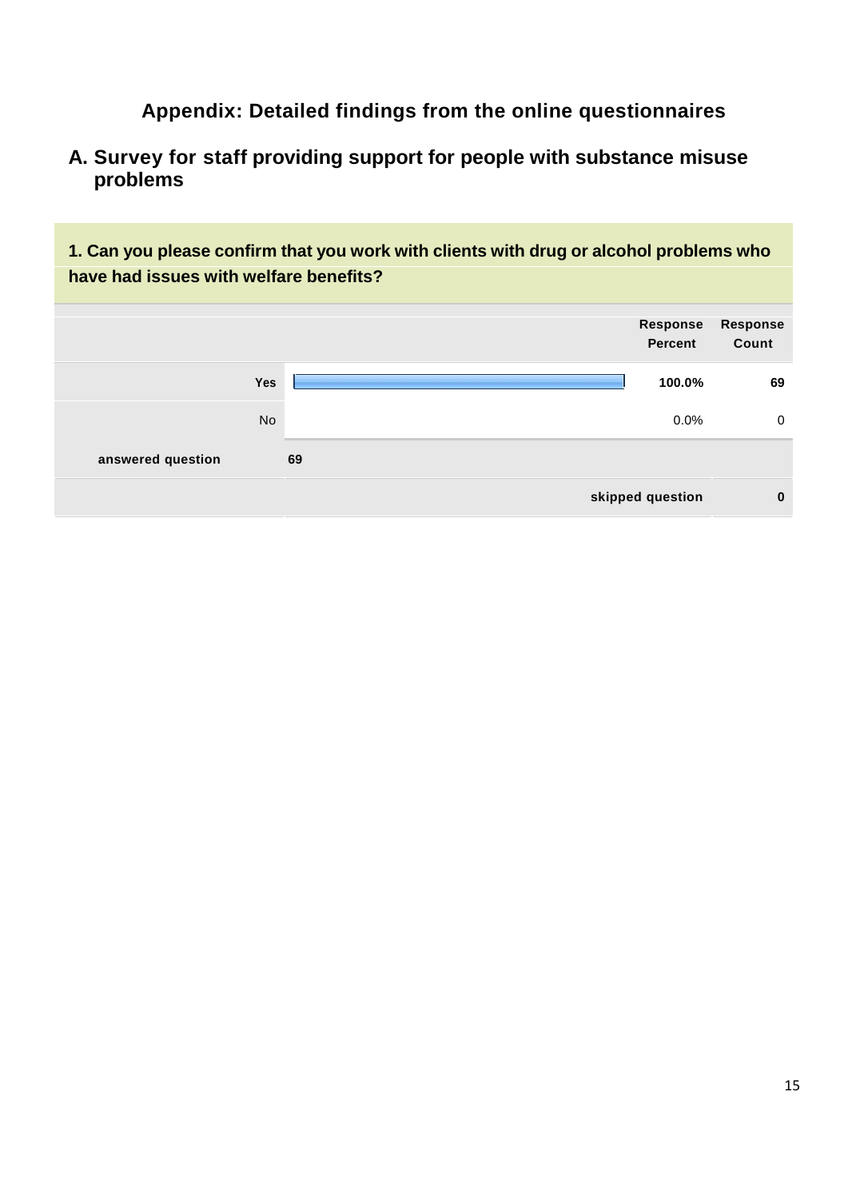# Appendix: Detailed findings from the online questionnaires

## A. Survey for staff providing support for people with substance misuse problems

**1. Can you please confirm that you work with clients with drug or alcohol problems who have had issues with welfare benefits?**

| | Response Percent | Response Count |
|---|---|---|
| **Yes** | **100.0%** | **69** |
| No | 0.0% | 0 |
| **answered question** | | **69** |
| **skipped question** | | **0** |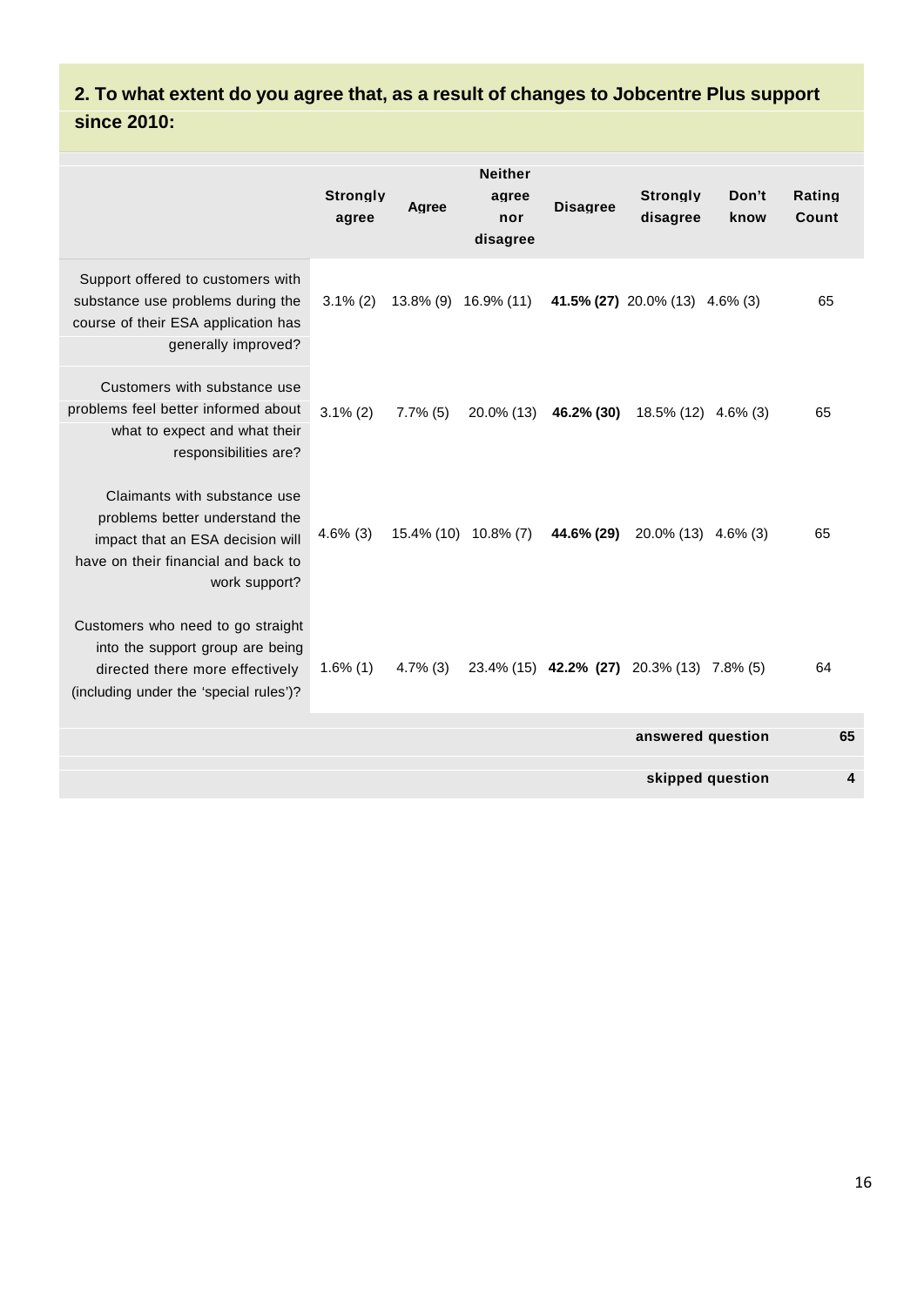## 2. To what extent do you agree that, as a result of changes to Jobcentre Plus support since 2010:

| | Strongly agree | Agree | Neither agree nor disagree | Disagree | Strongly disagree | Don't know | Rating Count |
|---|---|---|---|---|---|---|---|
| Support offered to customers with substance use problems during the course of their ESA application has generally improved? | 3.1% (2) | 13.8% (9) | 16.9% (11) | **41.5% (27)** | 20.0% (13) | 4.6% (3) | 65 |
| Customers with substance use problems feel better informed about what to expect and what their responsibilities are? | 3.1% (2) | 7.7% (5) | 20.0% (13) | **46.2% (30)** | 18.5% (12) | 4.6% (3) | 65 |
| Claimants with substance use problems better understand the impact that an ESA decision will have on their financial and back to work support? | 4.6% (3) | 15.4% (10) | 10.8% (7) | **44.6% (29)** | 20.0% (13) | 4.6% (3) | 65 |
| Customers who need to go straight into the support group are being directed there more effectively (including under the 'special rules')? | 1.6% (1) | 4.7% (3) | 23.4% (15) | **42.2% (27)** | 20.3% (13) | 7.8% (5) | 64 |
| | | | | | | **answered question** | **65** |
| | | | | | | **skipped question** | **4** |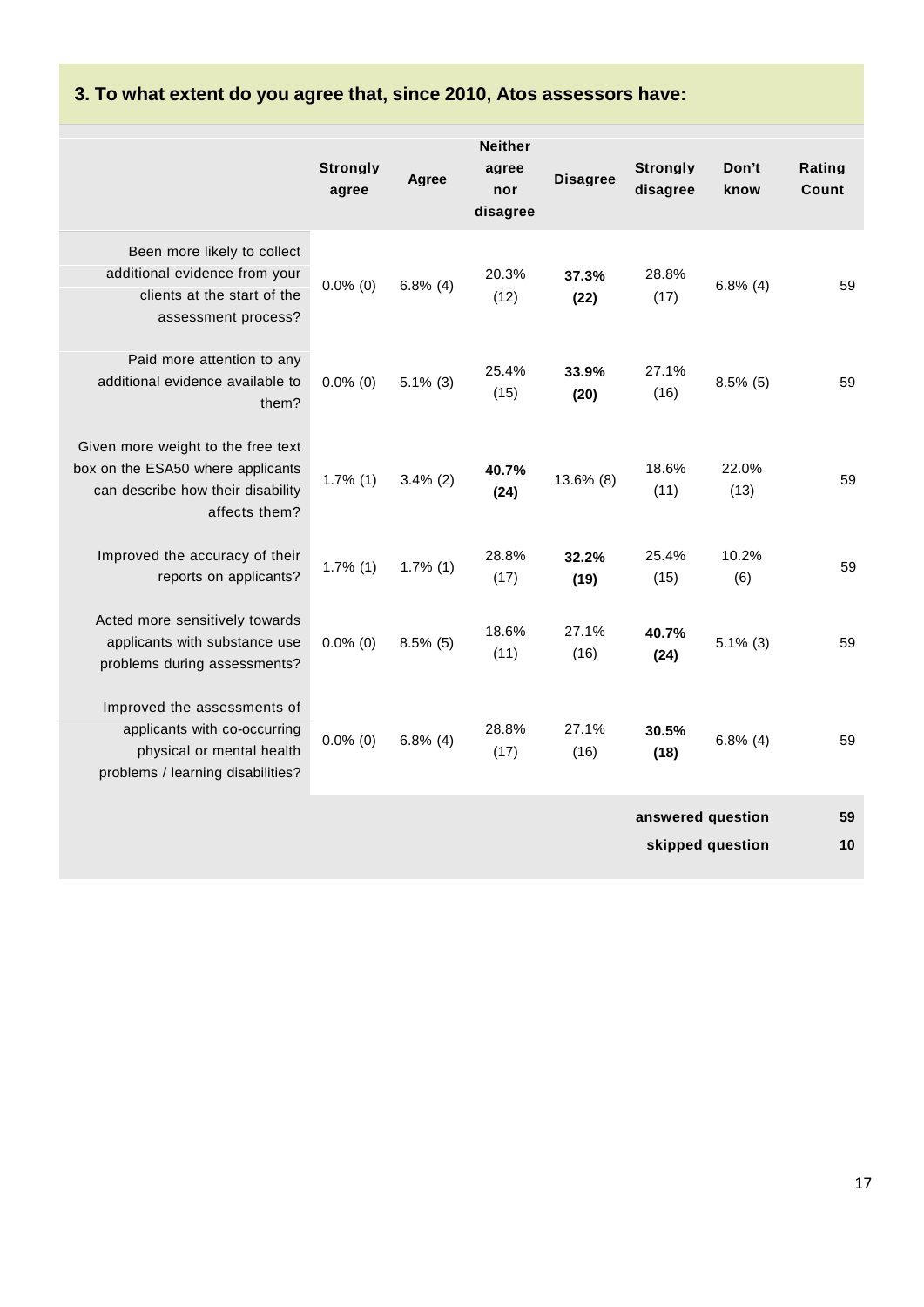### 3. To what extent do you agree that, since 2010, Atos assessors have:

| | Strongly agree | Agree | Neither agree nor disagree | Disagree | Strongly disagree | Don't know | Rating Count |
|---|---|---|---|---|---|---|---|
| Been more likely to collect additional evidence from your clients at the start of the assessment process? | 0.0% (0) | 6.8% (4) | 20.3% (12) | **37.3% (22)** | 28.8% (17) | 6.8% (4) | 59 |
| Paid more attention to any additional evidence available to them? | 0.0% (0) | 5.1% (3) | 25.4% (15) | **33.9% (20)** | 27.1% (16) | 8.5% (5) | 59 |
| Given more weight to the free text box on the ESA50 where applicants can describe how their disability affects them? | 1.7% (1) | 3.4% (2) | **40.7% (24)** | 13.6% (8) | 18.6% (11) | 22.0% (13) | 59 |
| Improved the accuracy of their reports on applicants? | 1.7% (1) | 1.7% (1) | 28.8% (17) | **32.2% (19)** | 25.4% (15) | 10.2% (6) | 59 |
| Acted more sensitively towards applicants with substance use problems during assessments? | 0.0% (0) | 8.5% (5) | 18.6% (11) | 27.1% (16) | **40.7% (24)** | 5.1% (3) | 59 |
| Improved the assessments of applicants with co-occurring physical or mental health problems / learning disabilities? | 0.0% (0) | 6.8% (4) | 28.8% (17) | 27.1% (16) | **30.5% (18)** | 6.8% (4) | 59 |
| | | | | | | **answered question** | **59** |
| | | | | | | **skipped question** | **10** |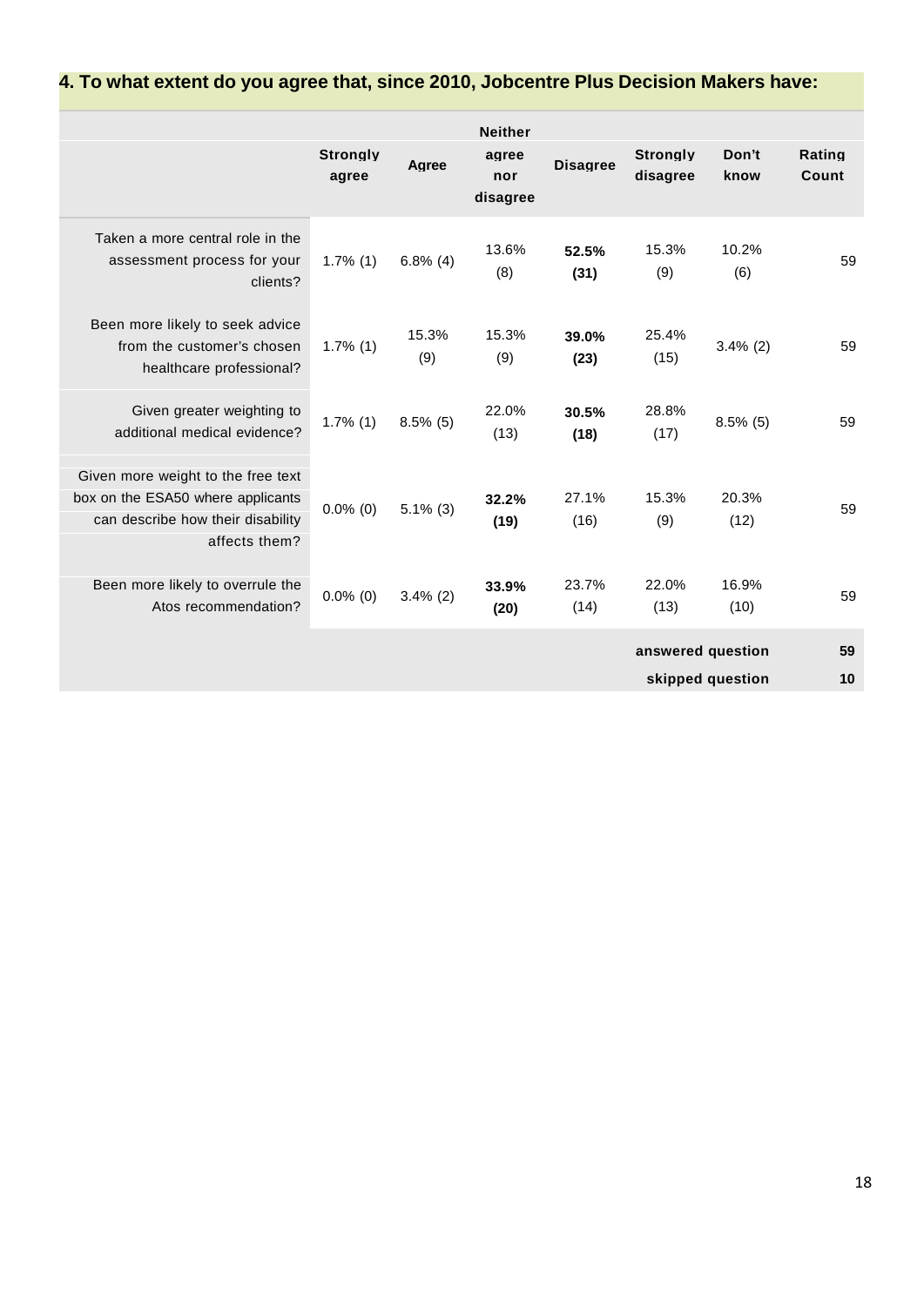## 4. To what extent do you agree that, since 2010, Jobcentre Plus Decision Makers have:

| | Strongly agree | Agree | Neither agree nor disagree | Disagree | Strongly disagree | Don't know | Rating Count |
|---|---|---|---|---|---|---|---|
| Taken a more central role in the assessment process for your clients? | 1.7% (1) | 6.8% (4) | 13.6% (8) | **52.5% (31)** | 15.3% (9) | 10.2% (6) | 59 |
| Been more likely to seek advice from the customer's chosen healthcare professional? | 1.7% (1) | 15.3% (9) | 15.3% (9) | **39.0% (23)** | 25.4% (15) | 3.4% (2) | 59 |
| Given greater weighting to additional medical evidence? | 1.7% (1) | 8.5% (5) | 22.0% (13) | **30.5% (18)** | 28.8% (17) | 8.5% (5) | 59 |
| Given more weight to the free text box on the ESA50 where applicants can describe how their disability affects them? | 0.0% (0) | 5.1% (3) | **32.2% (19)** | 27.1% (16) | 15.3% (9) | 20.3% (12) | 59 |
| Been more likely to overrule the Atos recommendation? | 0.0% (0) | 3.4% (2) | **33.9% (20)** | 23.7% (14) | 22.0% (13) | 16.9% (10) | 59 |
| | | | | | | **answered question** | **59** |
| | | | | | | **skipped question** | **10** |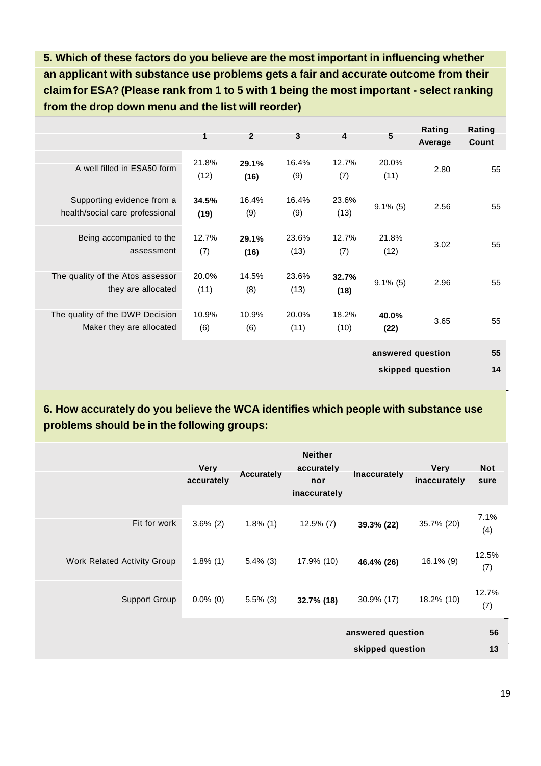**5. Which of these factors do you believe are the most important in influencing whether an applicant with substance use problems gets a fair and accurate outcome from their claim for ESA? (Please rank from 1 to 5 with 1 being the most important - select ranking from the drop down menu and the list will reorder)**

| | 1 | 2 | 3 | 4 | 5 | Rating Average | Rating Count |
|---|---|---|---|---|---|---|---|
| A well filled in ESA50 form | 21.8% (12) | **29.1% (16)** | 16.4% (9) | 12.7% (7) | 20.0% (11) | 2.80 | 55 |
| Supporting evidence from a health/social care professional | **34.5% (19)** | 16.4% (9) | 16.4% (9) | 23.6% (13) | 9.1% (5) | 2.56 | 55 |
| Being accompanied to the assessment | 12.7% (7) | **29.1% (16)** | 23.6% (13) | 12.7% (7) | 21.8% (12) | 3.02 | 55 |
| The quality of the Atos assessor they are allocated | 20.0% (11) | 14.5% (8) | 23.6% (13) | **32.7% (18)** | 9.1% (5) | 2.96 | 55 |
| The quality of the DWP Decision Maker they are allocated | 10.9% (6) | 10.9% (6) | 20.0% (11) | 18.2% (10) | **40.0% (22)** | 3.65 | 55 |
| | | | | | | **answered question** | **55** |
| | | | | | | **skipped question** | **14** |

**6. How accurately do you believe the WCA identifies which people with substance use problems should be in the following groups:**

| | Very accurately | Accurately | Neither accurately nor inaccurately | Inaccurately | Very inaccurately | Not sure |
|---|---|---|---|---|---|---|
| Fit for work | 3.6% (2) | 1.8% (1) | 12.5% (7) | **39.3% (22)** | 35.7% (20) | 7.1% (4) |
| Work Related Activity Group | 1.8% (1) | 5.4% (3) | 17.9% (10) | **46.4% (26)** | 16.1% (9) | 12.5% (7) |
| Support Group | 0.0% (0) | 5.5% (3) | **32.7% (18)** | 30.9% (17) | 18.2% (10) | 12.7% (7) |
| | | | | **answered question** | | **56** |
| | | | | **skipped question** | | **13** |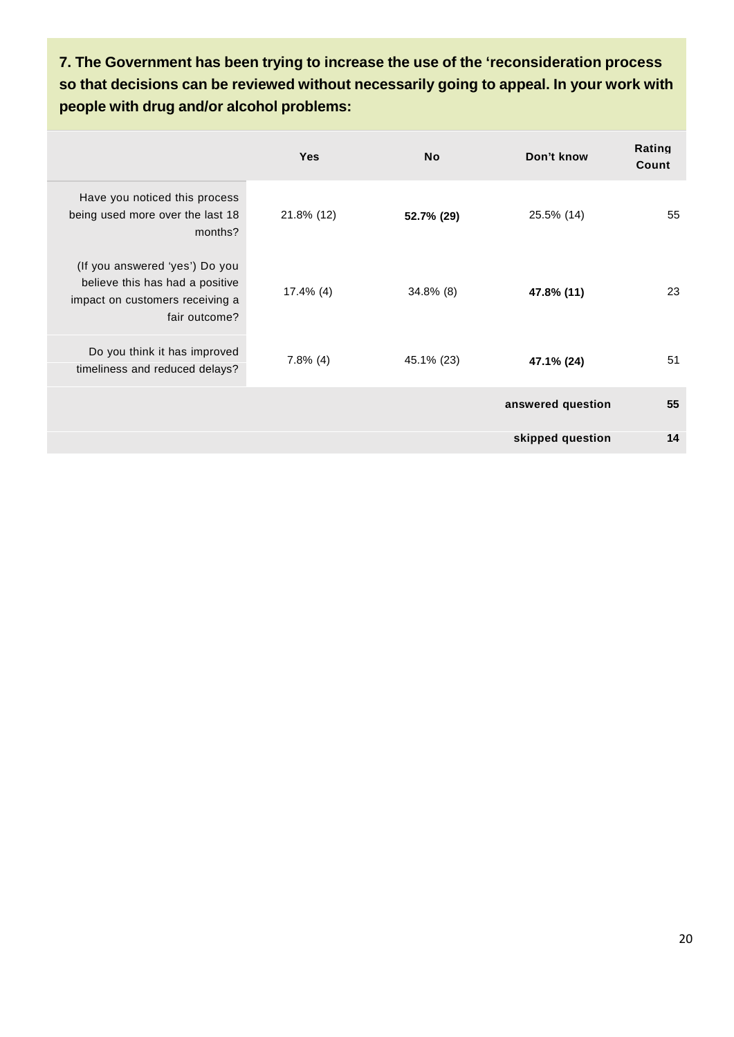**7. The Government has been trying to increase the use of the 'reconsideration process so that decisions can be reviewed without necessarily going to appeal. In your work with people with drug and/or alcohol problems:**

| | Yes | No | Don't know | Rating Count |
|---|---|---|---|---|
| Have you noticed this process being used more over the last 18 months? | 21.8% (12) | **52.7% (29)** | 25.5% (14) | 55 |
| (If you answered 'yes') Do you believe this has had a positive impact on customers receiving a fair outcome? | 17.4% (4) | 34.8% (8) | **47.8% (11)** | 23 |
| Do you think it has improved timeliness and reduced delays? | 7.8% (4) | 45.1% (23) | **47.1% (24)** | 51 |
| | | | **answered question** | **55** |
| | | | **skipped question** | **14** |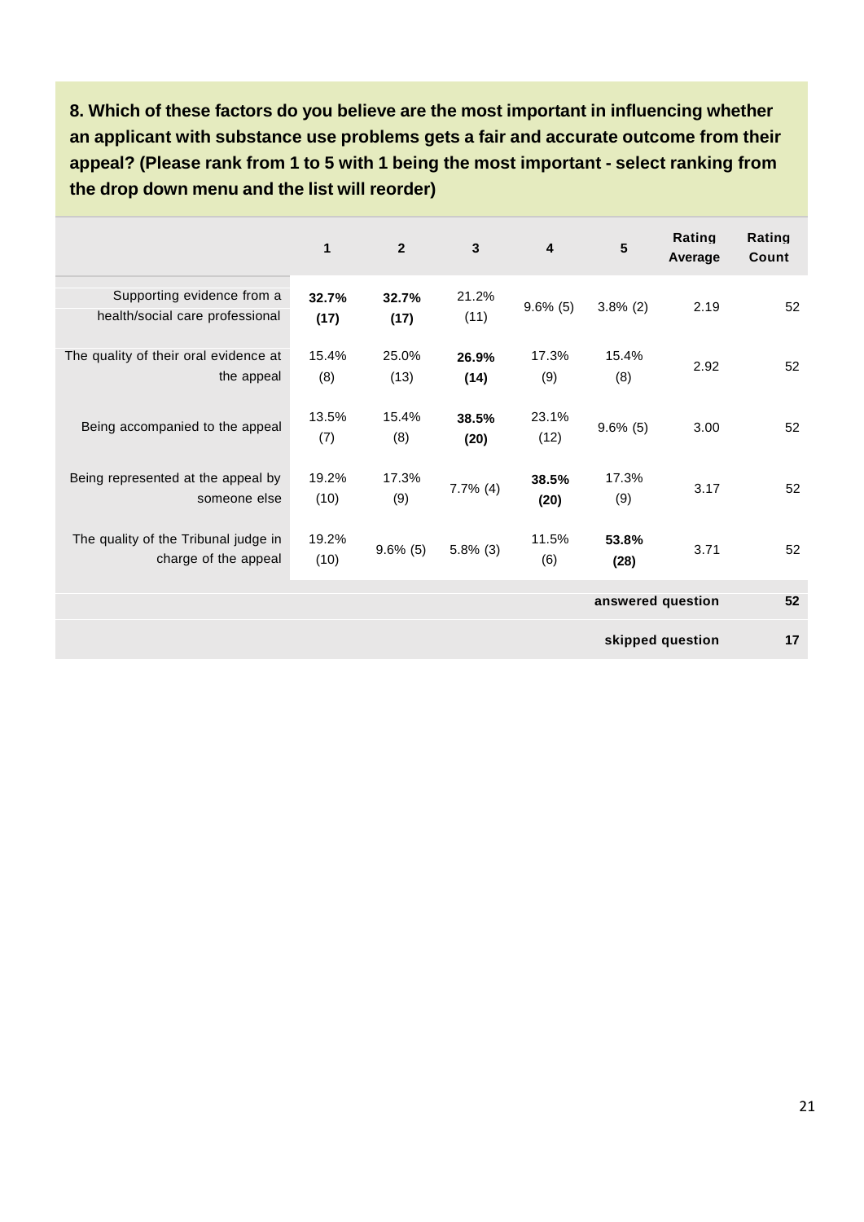**8. Which of these factors do you believe are the most important in influencing whether an applicant with substance use problems gets a fair and accurate outcome from their appeal? (Please rank from 1 to 5 with 1 being the most important - select ranking from the drop down menu and the list will reorder)**

| | 1 | 2 | 3 | 4 | 5 | Rating Average | Rating Count |
|---|---|---|---|---|---|---|---|
| Supporting evidence from a health/social care professional | **32.7% (17)** | **32.7% (17)** | 21.2% (11) | 9.6% (5) | 3.8% (2) | 2.19 | 52 |
| The quality of their oral evidence at the appeal | 15.4% (8) | 25.0% (13) | **26.9% (14)** | 17.3% (9) | 15.4% (8) | 2.92 | 52 |
| Being accompanied to the appeal | 13.5% (7) | 15.4% (8) | **38.5% (20)** | 23.1% (12) | 9.6% (5) | 3.00 | 52 |
| Being represented at the appeal by someone else | 19.2% (10) | 17.3% (9) | 7.7% (4) | **38.5% (20)** | 17.3% (9) | 3.17 | 52 |
| The quality of the Tribunal judge in charge of the appeal | 19.2% (10) | 9.6% (5) | 5.8% (3) | 11.5% (6) | **53.8% (28)** | 3.71 | 52 |
| | | | | | | **answered question** | **52** |
| | | | | | | **skipped question** | **17** |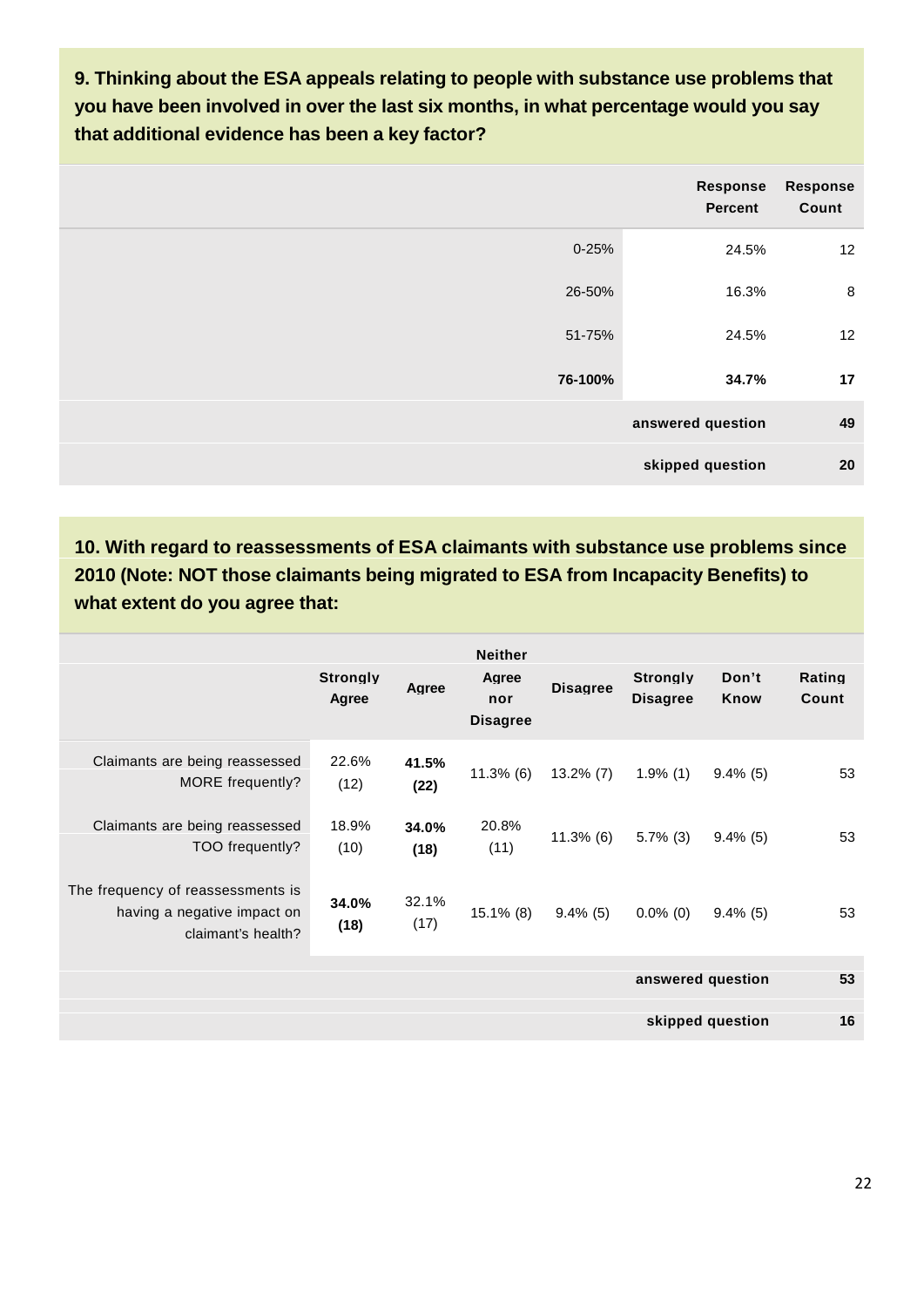**9. Thinking about the ESA appeals relating to people with substance use problems that you have been involved in over the last six months, in what percentage would you say that additional evidence has been a key factor?**

| | Response Percent | Response Count |
|---|---|---|
| 0-25% | 24.5% | 12 |
| 26-50% | 16.3% | 8 |
| 51-75% | 24.5% | 12 |
| **76-100%** | **34.7%** | **17** |
| | answered question | 49 |
| | skipped question | 20 |

**10. With regard to reassessments of ESA claimants with substance use problems since 2010 (Note: NOT those claimants being migrated to ESA from Incapacity Benefits) to what extent do you agree that:**

| | Strongly Agree | Agree | Neither Agree nor Disagree | Disagree | Strongly Disagree | Don't Know | Rating Count |
|---|---|---|---|---|---|---|---|
| Claimants are being reassessed MORE frequently? | 22.6% (12) | **41.5% (22)** | 11.3% (6) | 13.2% (7) | 1.9% (1) | 9.4% (5) | 53 |
| Claimants are being reassessed TOO frequently? | 18.9% (10) | **34.0% (18)** | 20.8% (11) | 11.3% (6) | 5.7% (3) | 9.4% (5) | 53 |
| The frequency of reassessments is having a negative impact on claimant's health? | **34.0% (18)** | 32.1% (17) | 15.1% (8) | 9.4% (5) | 0.0% (0) | 9.4% (5) | 53 |
| | | | | | answered question | | 53 |
| | | | | | skipped question | | 16 |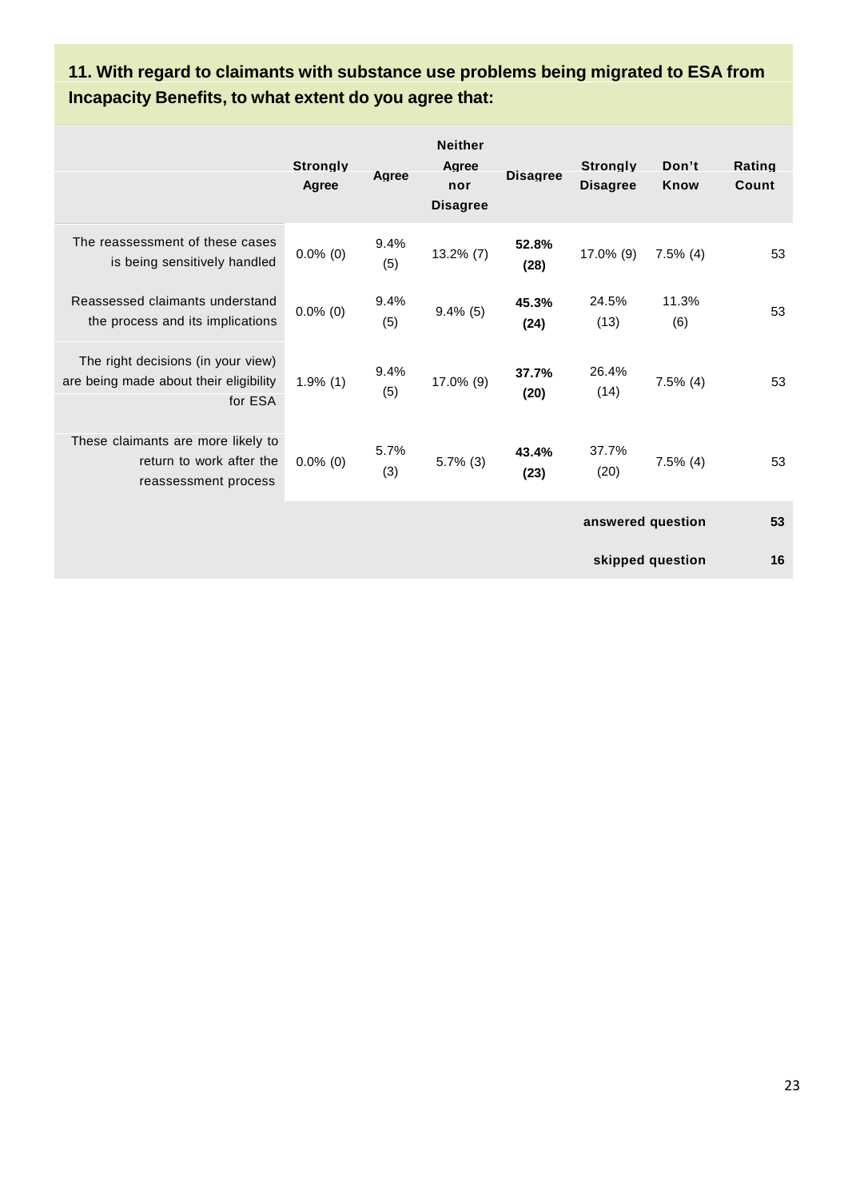**11. With regard to claimants with substance use problems being migrated to ESA from Incapacity Benefits, to what extent do you agree that:**

| | Strongly Agree | Agree | Neither Agree nor Disagree | Disagree | Strongly Disagree | Don't Know | Rating Count |
|---|---|---|---|---|---|---|---|
| The reassessment of these cases is being sensitively handled | 0.0% (0) | 9.4% (5) | 13.2% (7) | **52.8% (28)** | 17.0% (9) | 7.5% (4) | 53 |
| Reassessed claimants understand the process and its implications | 0.0% (0) | 9.4% (5) | 9.4% (5) | **45.3% (24)** | 24.5% (13) | 11.3% (6) | 53 |
| The right decisions (in your view) are being made about their eligibility for ESA | 1.9% (1) | 9.4% (5) | 17.0% (9) | **37.7% (20)** | 26.4% (14) | 7.5% (4) | 53 |
| These claimants are more likely to return to work after the reassessment process | 0.0% (0) | 5.7% (3) | 5.7% (3) | **43.4% (23)** | 37.7% (20) | 7.5% (4) | 53 |
| | | | | | | **answered question** | **53** |
| | | | | | | **skipped question** | **16** |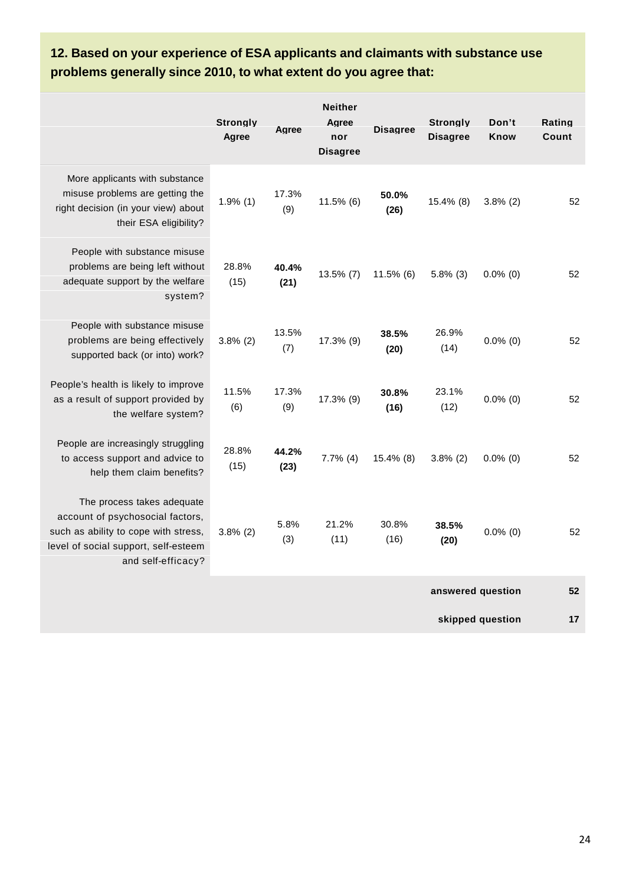**12. Based on your experience of ESA applicants and claimants with substance use problems generally since 2010, to what extent do you agree that:**

| | Strongly Agree | Agree | Neither Agree nor Disagree | Disagree | Strongly Disagree | Don't Know | Rating Count |
|---|---|---|---|---|---|---|---|
| More applicants with substance misuse problems are getting the right decision (in your view) about their ESA eligibility? | 1.9% (1) | 17.3% (9) | 11.5% (6) | **50.0% (26)** | 15.4% (8) | 3.8% (2) | 52 |
| People with substance misuse problems are being left without adequate support by the welfare system? | 28.8% (15) | **40.4% (21)** | 13.5% (7) | 11.5% (6) | 5.8% (3) | 0.0% (0) | 52 |
| People with substance misuse problems are being effectively supported back (or into) work? | 3.8% (2) | 13.5% (7) | 17.3% (9) | **38.5% (20)** | 26.9% (14) | 0.0% (0) | 52 |
| People's health is likely to improve as a result of support provided by the welfare system? | 11.5% (6) | 17.3% (9) | 17.3% (9) | **30.8% (16)** | 23.1% (12) | 0.0% (0) | 52 |
| People are increasingly struggling to access support and advice to help them claim benefits? | 28.8% (15) | **44.2% (23)** | 7.7% (4) | 15.4% (8) | 3.8% (2) | 0.0% (0) | 52 |
| The process takes adequate account of psychosocial factors, such as ability to cope with stress, level of social support, self-esteem and self-efficacy? | 3.8% (2) | 5.8% (3) | 21.2% (11) | 30.8% (16) | **38.5% (20)** | 0.0% (0) | 52 |
| | | | | | | **answered question** | **52** |
| | | | | | | **skipped question** | **17** |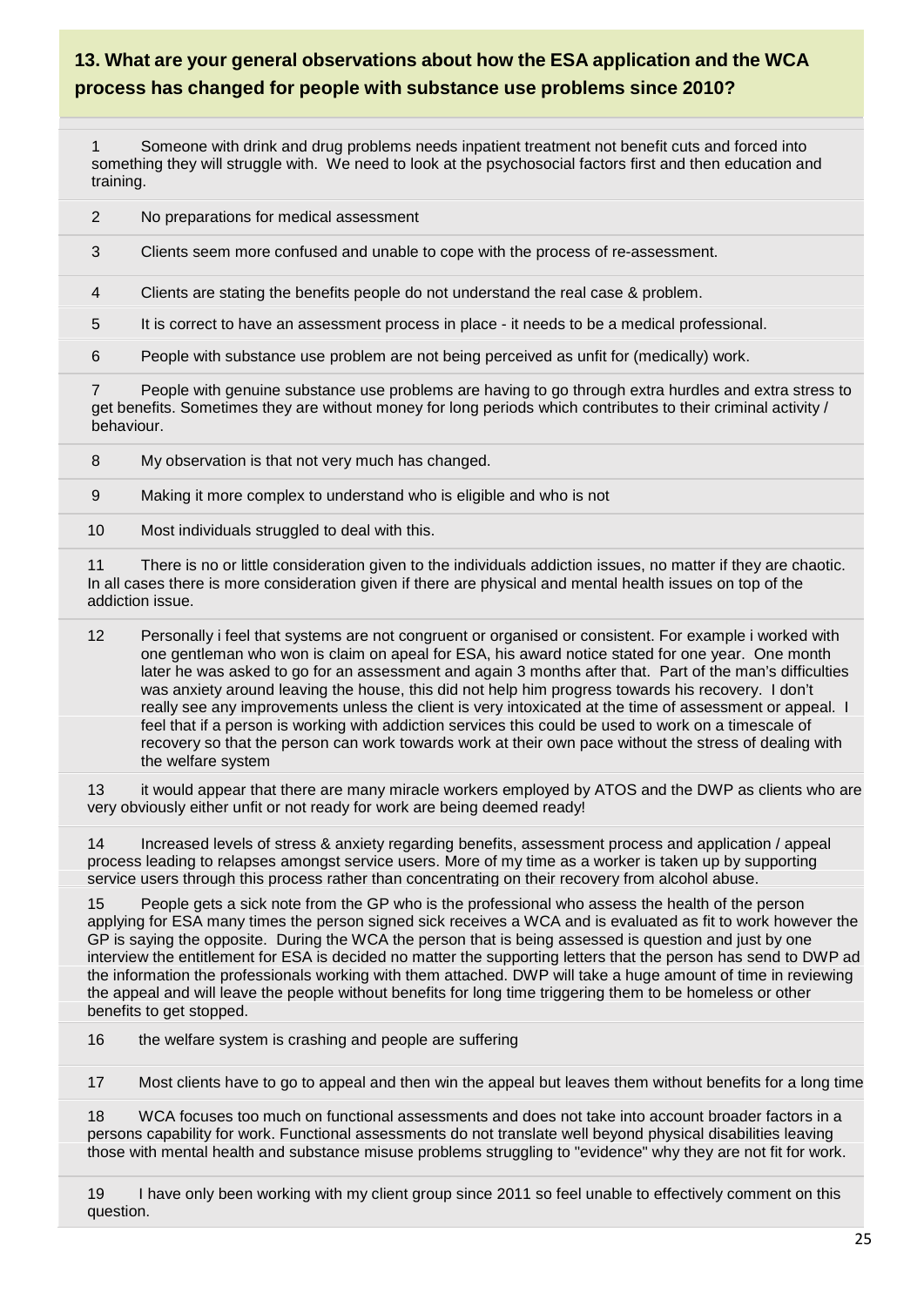### 13. What are your general observations about how the ESA application and the WCA process has changed for people with substance use problems since 2010?

1 Someone with drink and drug problems needs inpatient treatment not benefit cuts and forced into something they will struggle with. We need to look at the psychosocial factors first and then education and training.

2 No preparations for medical assessment

3 Clients seem more confused and unable to cope with the process of re-assessment.

4 Clients are stating the benefits people do not understand the real case & problem.

5 It is correct to have an assessment process in place - it needs to be a medical professional.

6 People with substance use problem are not being perceived as unfit for (medically) work.

7 People with genuine substance use problems are having to go through extra hurdles and extra stress to get benefits. Sometimes they are without money for long periods which contributes to their criminal activity / behaviour.

8 My observation is that not very much has changed.

9 Making it more complex to understand who is eligible and who is not

10 Most individuals struggled to deal with this.

11 There is no or little consideration given to the individuals addiction issues, no matter if they are chaotic. In all cases there is more consideration given if there are physical and mental health issues on top of the addiction issue.

12 Personally i feel that systems are not congruent or organised or consistent. For example i worked with one gentleman who won is claim on apeal for ESA, his award notice stated for one year. One month later he was asked to go for an assessment and again 3 months after that. Part of the man's difficulties was anxiety around leaving the house, this did not help him progress towards his recovery. I don't really see any improvements unless the client is very intoxicated at the time of assessment or appeal. I feel that if a person is working with addiction services this could be used to work on a timescale of recovery so that the person can work towards work at their own pace without the stress of dealing with the welfare system

13 it would appear that there are many miracle workers employed by ATOS and the DWP as clients who are very obviously either unfit or not ready for work are being deemed ready!

14 Increased levels of stress & anxiety regarding benefits, assessment process and application / appeal process leading to relapses amongst service users. More of my time as a worker is taken up by supporting service users through this process rather than concentrating on their recovery from alcohol abuse.

15 People gets a sick note from the GP who is the professional who assess the health of the person applying for ESA many times the person signed sick receives a WCA and is evaluated as fit to work however the GP is saying the opposite. During the WCA the person that is being assessed is question and just by one interview the entitlement for ESA is decided no matter the supporting letters that the person has send to DWP ad the information the professionals working with them attached. DWP will take a huge amount of time in reviewing the appeal and will leave the people without benefits for long time triggering them to be homeless or other benefits to get stopped.

16 the welfare system is crashing and people are suffering

17 Most clients have to go to appeal and then win the appeal but leaves them without benefits for a long time

18 WCA focuses too much on functional assessments and does not take into account broader factors in a persons capability for work. Functional assessments do not translate well beyond physical disabilities leaving those with mental health and substance misuse problems struggling to "evidence" why they are not fit for work.

19 I have only been working with my client group since 2011 so feel unable to effectively comment on this question.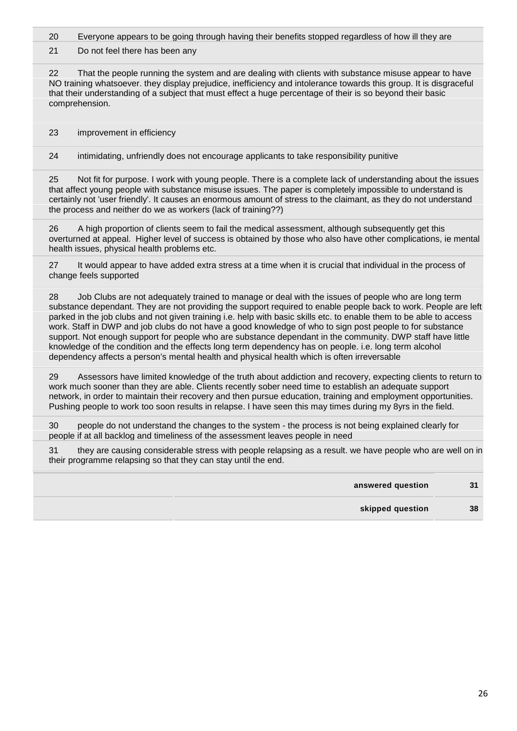| | |
|---|---|
| 20 | Everyone appears to be going through having their benefits stopped regardless of how ill they are |
| 21 | Do not feel there has been any |
| 22 | That the people running the system and are dealing with clients with substance misuse appear to have NO training whatsoever. they display prejudice, inefficiency and intolerance towards this group. It is disgraceful that their understanding of a subject that must effect a huge percentage of their is so beyond their basic comprehension. |
| 23 | improvement in efficiency |
| 24 | intimidating, unfriendly does not encourage applicants to take responsibility punitive |
| 25 | Not fit for purpose. I work with young people. There is a complete lack of understanding about the issues that affect young people with substance misuse issues. The paper is completely impossible to understand is certainly not 'user friendly'. It causes an enormous amount of stress to the claimant, as they do not understand the process and neither do we as workers (lack of training??) |
| 26 | A high proportion of clients seem to fail the medical assessment, although subsequently get this overturned at appeal. Higher level of success is obtained by those who also have other complications, ie mental health issues, physical health problems etc. |
| 27 | It would appear to have added extra stress at a time when it is crucial that individual in the process of change feels supported |
| 28 | Job Clubs are not adequately trained to manage or deal with the issues of people who are long term substance dependant. They are not providing the support required to enable people back to work. People are left parked in the job clubs and not given training i.e. help with basic skills etc. to enable them to be able to access work. Staff in DWP and job clubs do not have a good knowledge of who to sign post people to for substance support. Not enough support for people who are substance dependant in the community. DWP staff have little knowledge of the condition and the effects long term dependency has on people. i.e. long term alcohol dependency affects a person's mental health and physical health which is often irreversable |
| 29 | Assessors have limited knowledge of the truth about addiction and recovery, expecting clients to return to work much sooner than they are able. Clients recently sober need time to establish an adequate support network, in order to maintain their recovery and then pursue education, training and employment opportunities. Pushing people to work too soon results in relapse. I have seen this may times during my 8yrs in the field. |
| 30 | people do not understand the changes to the system - the process is not being explained clearly for people if at all backlog and timeliness of the assessment leaves people in need |
| 31 | they are causing considerable stress with people relapsing as a result. we have people who are well on in their programme relapsing so that they can stay until the end. |

| | |
|---|---|
| **answered question** | **31** |
| **skipped question** | **38** |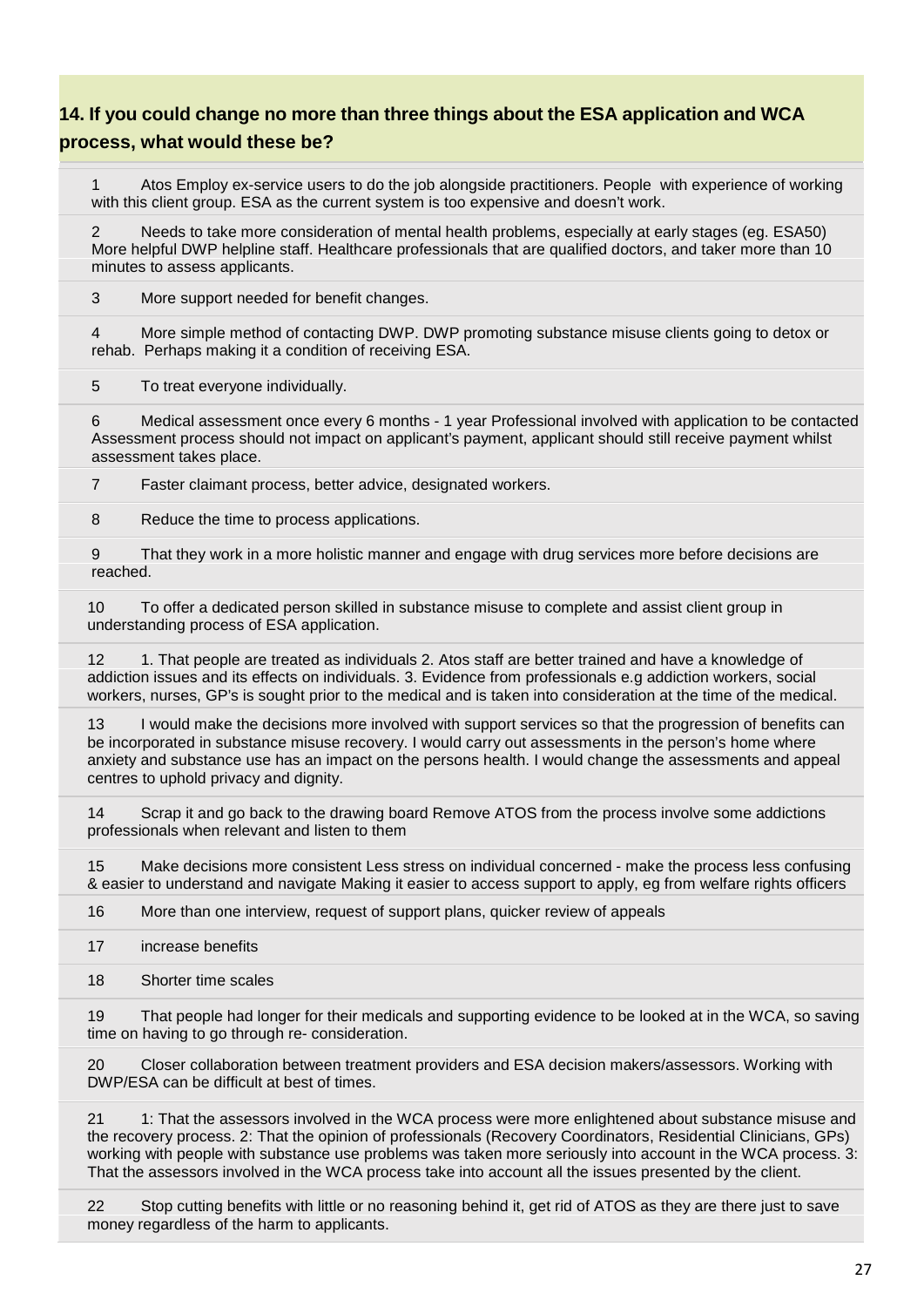## 14. If you could change no more than three things about the ESA application and WCA process, what would these be?

1 Atos Employ ex-service users to do the job alongside practitioners. People with experience of working with this client group. ESA as the current system is too expensive and doesn't work.

2 Needs to take more consideration of mental health problems, especially at early stages (eg. ESA50) More helpful DWP helpline staff. Healthcare professionals that are qualified doctors, and taker more than 10 minutes to assess applicants.

3 More support needed for benefit changes.

4 More simple method of contacting DWP. DWP promoting substance misuse clients going to detox or rehab. Perhaps making it a condition of receiving ESA.

5 To treat everyone individually.

6 Medical assessment once every 6 months - 1 year Professional involved with application to be contacted Assessment process should not impact on applicant's payment, applicant should still receive payment whilst assessment takes place.

7 Faster claimant process, better advice, designated workers.

8 Reduce the time to process applications.

9 That they work in a more holistic manner and engage with drug services more before decisions are reached.

10 To offer a dedicated person skilled in substance misuse to complete and assist client group in understanding process of ESA application.

12 1. That people are treated as individuals 2. Atos staff are better trained and have a knowledge of addiction issues and its effects on individuals. 3. Evidence from professionals e.g addiction workers, social workers, nurses, GP's is sought prior to the medical and is taken into consideration at the time of the medical.

13 I would make the decisions more involved with support services so that the progression of benefits can be incorporated in substance misuse recovery. I would carry out assessments in the person's home where anxiety and substance use has an impact on the persons health. I would change the assessments and appeal centres to uphold privacy and dignity.

14 Scrap it and go back to the drawing board Remove ATOS from the process involve some addictions professionals when relevant and listen to them

15 Make decisions more consistent Less stress on individual concerned - make the process less confusing & easier to understand and navigate Making it easier to access support to apply, eg from welfare rights officers

16 More than one interview, request of support plans, quicker review of appeals

17 increase benefits

18 Shorter time scales

19 That people had longer for their medicals and supporting evidence to be looked at in the WCA, so saving time on having to go through re- consideration.

20 Closer collaboration between treatment providers and ESA decision makers/assessors. Working with DWP/ESA can be difficult at best of times.

21 1: That the assessors involved in the WCA process were more enlightened about substance misuse and the recovery process. 2: That the opinion of professionals (Recovery Coordinators, Residential Clinicians, GPs) working with people with substance use problems was taken more seriously into account in the WCA process. 3: That the assessors involved in the WCA process take into account all the issues presented by the client.

22 Stop cutting benefits with little or no reasoning behind it, get rid of ATOS as they are there just to save money regardless of the harm to applicants.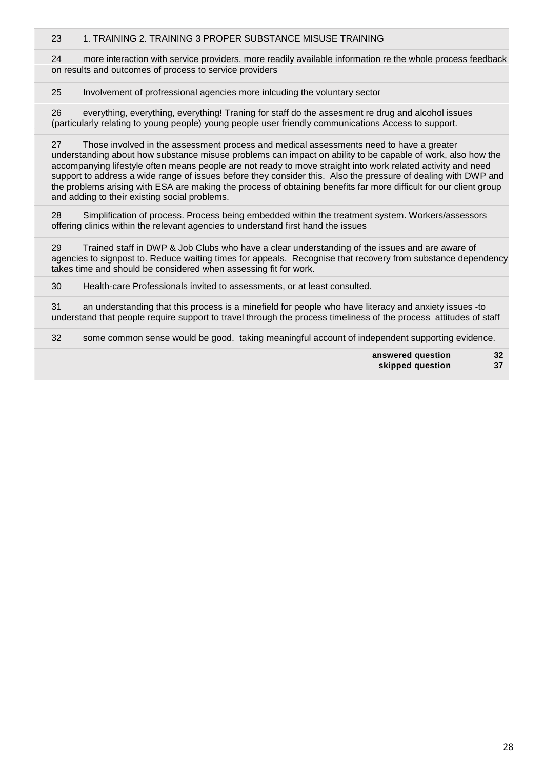| | |
|---|---|
| 23 | 1. TRAINING 2. TRAINING 3 PROPER SUBSTANCE MISUSE TRAINING |
| 24 | more interaction with service providers. more readily available information re the whole process feedback on results and outcomes of process to service providers |
| 25 | Involvement of profressional agencies more inlcuding the voluntary sector |
| 26 | everything, everything, everything! Traning for staff do the assesment re drug and alcohol issues (particularly relating to young people) young people user friendly communications Access to support. |
| 27 | Those involved in the assessment process and medical assessments need to have a greater understanding about how substance misuse problems can impact on ability to be capable of work, also how the accompanying lifestyle often means people are not ready to move straight into work related activity and need support to address a wide range of issues before they consider this. Also the pressure of dealing with DWP and the problems arising with ESA are making the process of obtaining benefits far more difficult for our client group and adding to their existing social problems. |
| 28 | Simplification of process. Process being embedded within the treatment system. Workers/assessors offering clinics within the relevant agencies to understand first hand the issues |
| 29 | Trained staff in DWP & Job Clubs who have a clear understanding of the issues and are aware of agencies to signpost to. Reduce waiting times for appeals. Recognise that recovery from substance dependency takes time and should be considered when assessing fit for work. |
| 30 | Health-care Professionals invited to assessments, or at least consulted. |
| 31 | an understanding that this process is a minefield for people who have literacy and anxiety issues -to understand that people require support to travel through the process timeliness of the process attitudes of staff |
| 32 | some common sense would be good. taking meaningful account of independent supporting evidence. |
| **answered question** | **32** |
| **skipped question** | **37** |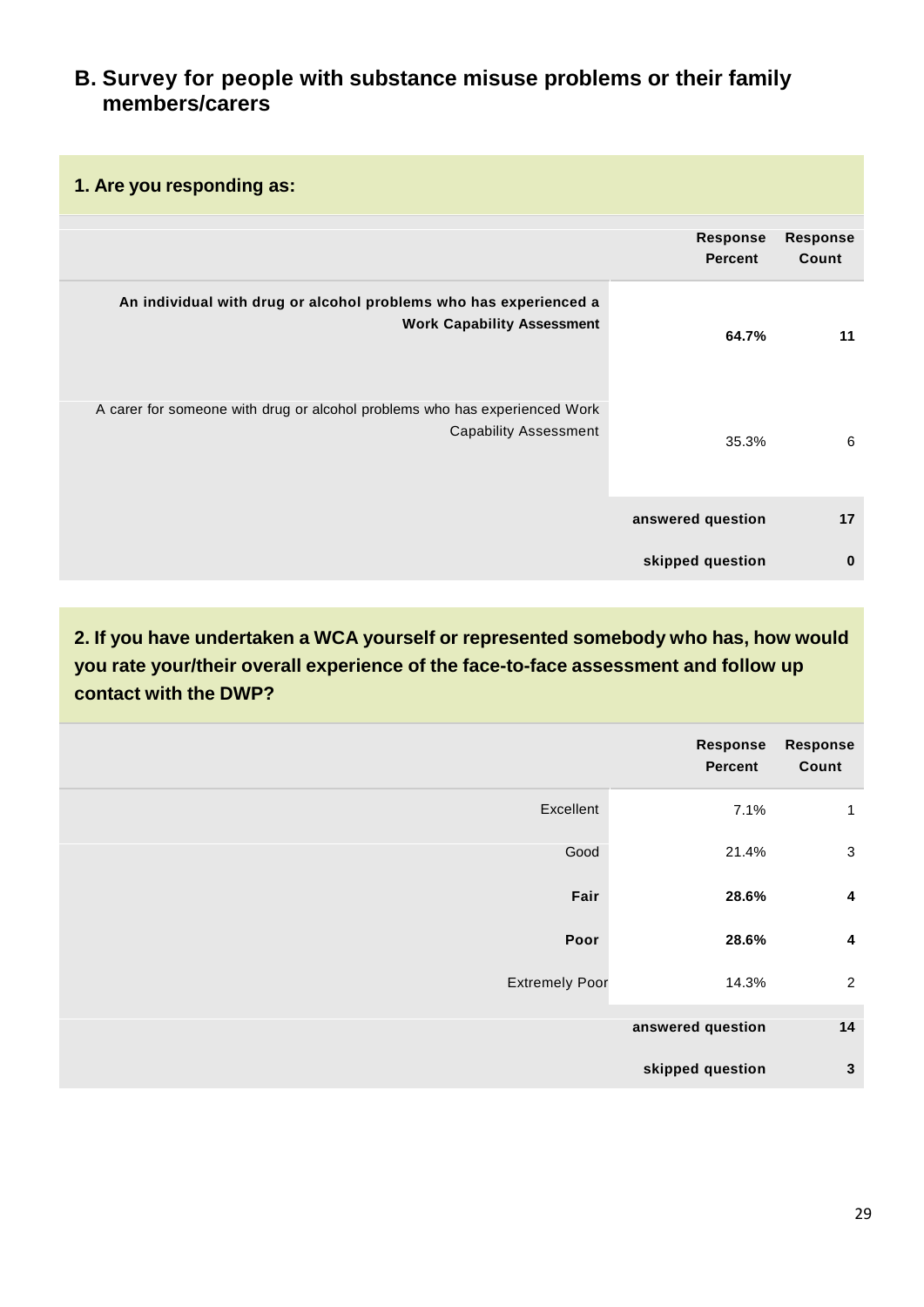## B. Survey for people with substance misuse problems or their family members/carers

### 1. Are you responding as:

| | Response Percent | Response Count |
|---|---|---|
| **An individual with drug or alcohol problems who has experienced a Work Capability Assessment** | **64.7%** | **11** |
| A carer for someone with drug or alcohol problems who has experienced Work Capability Assessment | 35.3% | 6 |
| | **answered question** | **17** |
| | **skipped question** | **0** |

### 2. If you have undertaken a WCA yourself or represented somebody who has, how would you rate your/their overall experience of the face-to-face assessment and follow up contact with the DWP?

| | Response Percent | Response Count |
|---|---|---|
| Excellent | 7.1% | 1 |
| Good | 21.4% | 3 |
| **Fair** | **28.6%** | **4** |
| **Poor** | **28.6%** | **4** |
| Extremely Poor | 14.3% | 2 |
| | **answered question** | **14** |
| | **skipped question** | **3** |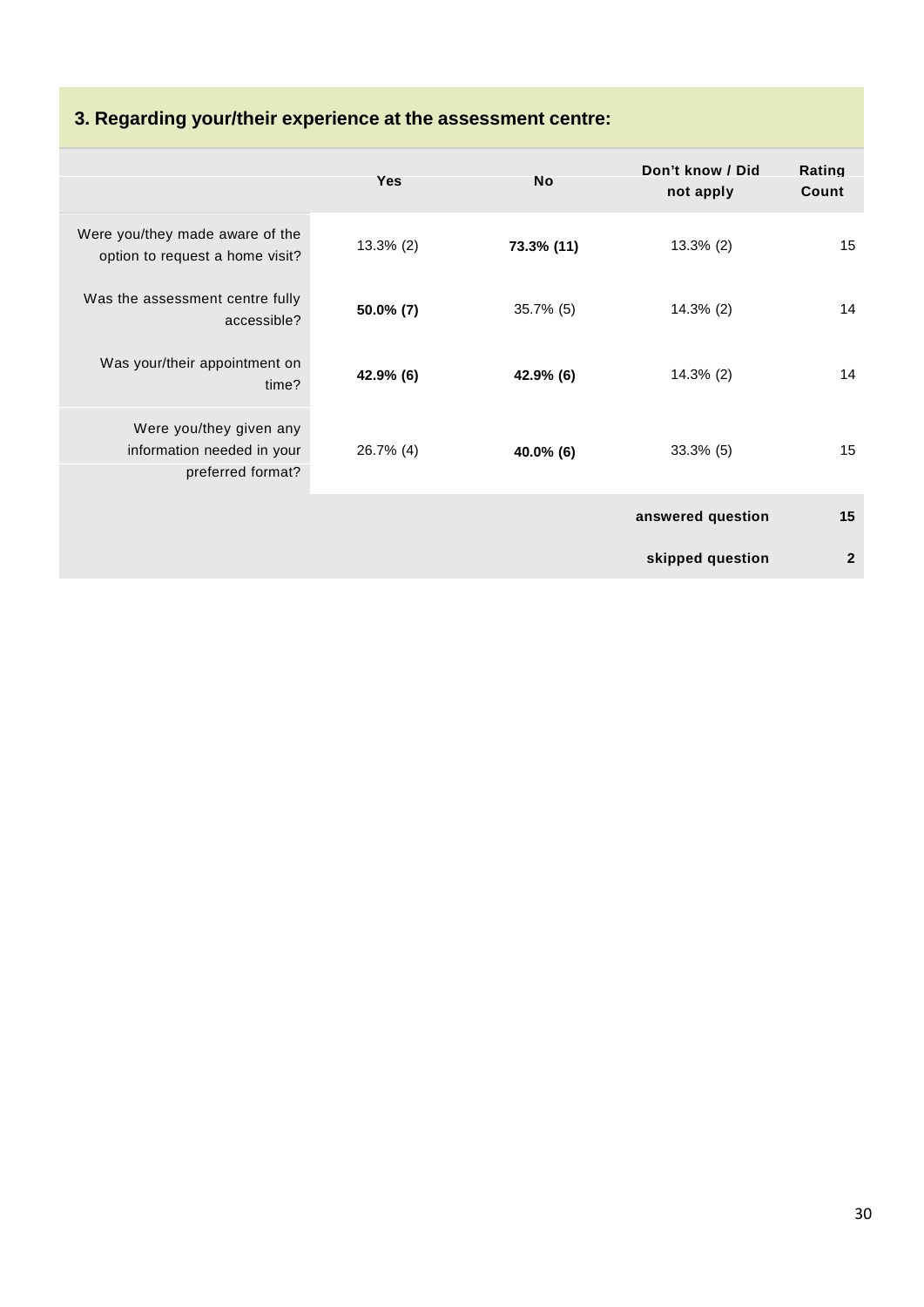### 3. Regarding your/their experience at the assessment centre:

| | Yes | No | Don't know / Did not apply | Rating Count |
|---|---|---|---|---|
| Were you/they made aware of the option to request a home visit? | 13.3% (2) | **73.3% (11)** | 13.3% (2) | 15 |
| Was the assessment centre fully accessible? | **50.0% (7)** | 35.7% (5) | 14.3% (2) | 14 |
| Was your/their appointment on time? | **42.9% (6)** | **42.9% (6)** | 14.3% (2) | 14 |
| Were you/they given any information needed in your preferred format? | 26.7% (4) | **40.0% (6)** | 33.3% (5) | 15 |
| | | | **answered question** | **15** |
| | | | **skipped question** | **2** |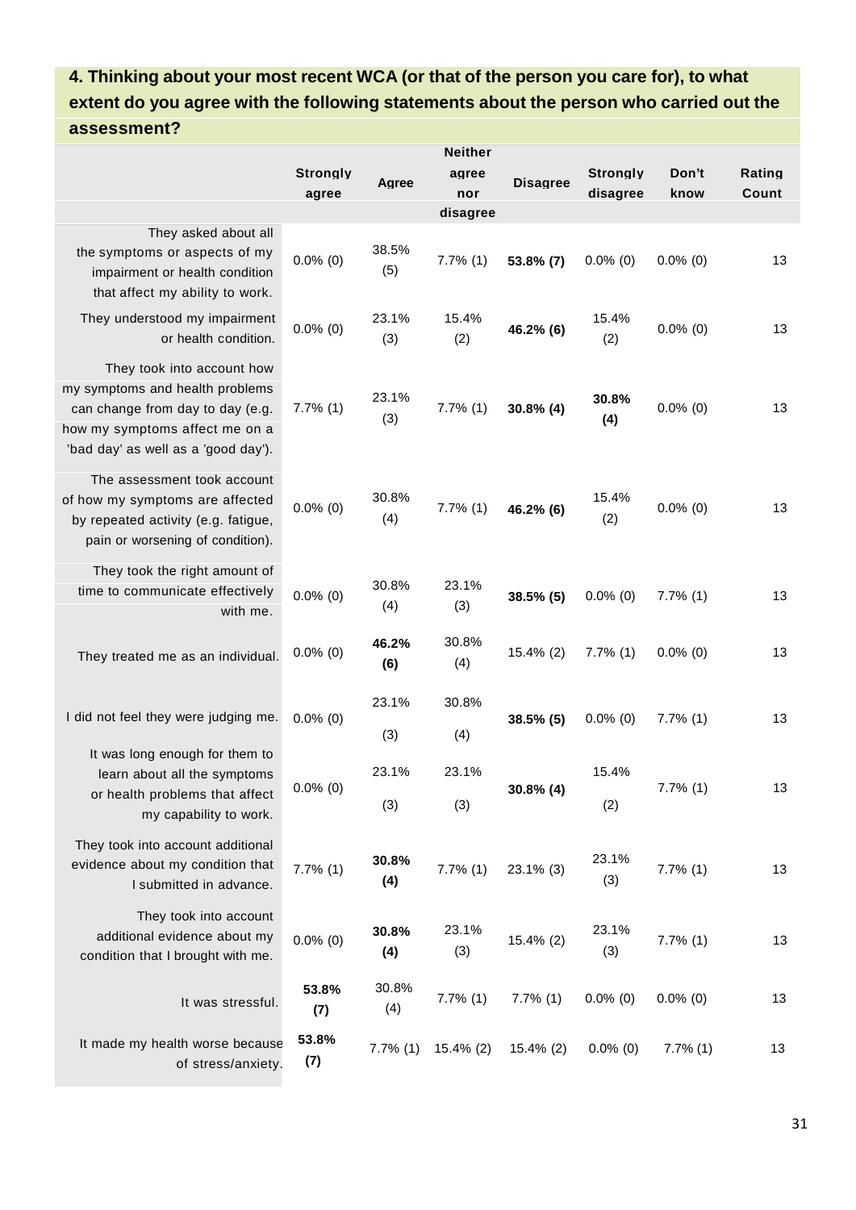### 4. Thinking about your most recent WCA (or that of the person you care for), to what extent do you agree with the following statements about the person who carried out the assessment?

| | Strongly agree | Agree | Neither agree nor disagree | Disagree | Strongly disagree | Don't know | Rating Count |
|---|---|---|---|---|---|---|---|
| They asked about all the symptoms or aspects of my impairment or health condition that affect my ability to work. | 0.0% (0) | 38.5% (5) | 7.7% (1) | **53.8% (7)** | 0.0% (0) | 0.0% (0) | 13 |
| They understood my impairment or health condition. | 0.0% (0) | 23.1% (3) | 15.4% (2) | **46.2% (6)** | 15.4% (2) | 0.0% (0) | 13 |
| They took into account how my symptoms and health problems can change from day to day (e.g. how my symptoms affect me on a 'bad day' as well as a 'good day'). | 7.7% (1) | 23.1% (3) | 7.7% (1) | **30.8% (4)** | **30.8% (4)** | 0.0% (0) | 13 |
| The assessment took account of how my symptoms are affected by repeated activity (e.g. fatigue, pain or worsening of condition). | 0.0% (0) | 30.8% (4) | 7.7% (1) | **46.2% (6)** | 15.4% (2) | 0.0% (0) | 13 |
| They took the right amount of time to communicate effectively with me. | 0.0% (0) | 30.8% (4) | 23.1% (3) | **38.5% (5)** | 0.0% (0) | 7.7% (1) | 13 |
| They treated me as an individual. | 0.0% (0) | **46.2% (6)** | 30.8% (4) | 15.4% (2) | 7.7% (1) | 0.0% (0) | 13 |
| I did not feel they were judging me. | 0.0% (0) | 23.1% (3) | 30.8% (4) | **38.5% (5)** | 0.0% (0) | 7.7% (1) | 13 |
| It was long enough for them to learn about all the symptoms or health problems that affect my capability to work. | 0.0% (0) | 23.1% (3) | 23.1% (3) | **30.8% (4)** | 15.4% (2) | 7.7% (1) | 13 |
| They took into account additional evidence about my condition that I submitted in advance. | 7.7% (1) | **30.8% (4)** | 7.7% (1) | 23.1% (3) | 23.1% (3) | 7.7% (1) | 13 |
| They took into account additional evidence about my condition that I brought with me. | 0.0% (0) | **30.8% (4)** | 23.1% (3) | 15.4% (2) | 23.1% (3) | 7.7% (1) | 13 |
| It was stressful. | **53.8% (7)** | 30.8% (4) | 7.7% (1) | 7.7% (1) | 0.0% (0) | 0.0% (0) | 13 |
| It made my health worse because of stress/anxiety. | **53.8% (7)** | 7.7% (1) | 15.4% (2) | 15.4% (2) | 0.0% (0) | 7.7% (1) | 13 |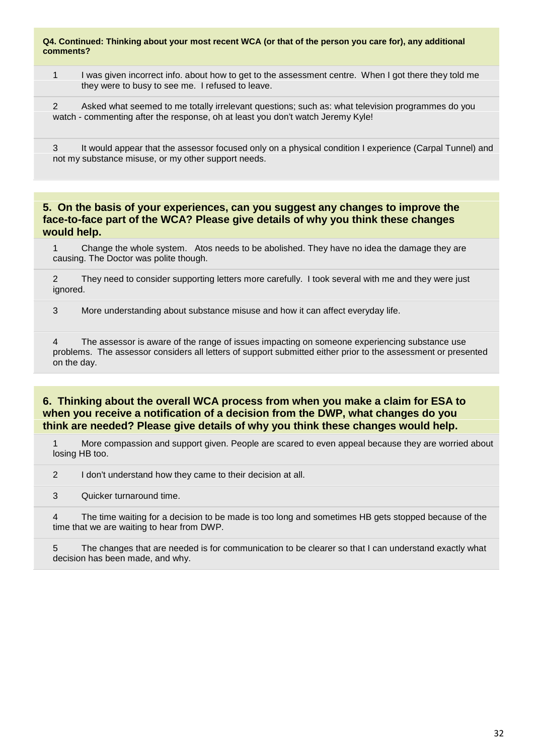**Q4. Continued: Thinking about your most recent WCA (or that of the person you care for), any additional comments?**

1 I was given incorrect info. about how to get to the assessment centre. When I got there they told me they were to busy to see me. I refused to leave.

2 Asked what seemed to me totally irrelevant questions; such as: what television programmes do you watch - commenting after the response, oh at least you don't watch Jeremy Kyle!

3 It would appear that the assessor focused only on a physical condition I experience (Carpal Tunnel) and not my substance misuse, or my other support needs.

## 5. On the basis of your experiences, can you suggest any changes to improve the face-to-face part of the WCA? Please give details of why you think these changes would help.

1 Change the whole system. Atos needs to be abolished. They have no idea the damage they are causing. The Doctor was polite though.

2 They need to consider supporting letters more carefully. I took several with me and they were just ignored.

3 More understanding about substance misuse and how it can affect everyday life.

4 The assessor is aware of the range of issues impacting on someone experiencing substance use problems. The assessor considers all letters of support submitted either prior to the assessment or presented on the day.

## 6. Thinking about the overall WCA process from when you make a claim for ESA to when you receive a notification of a decision from the DWP, what changes do you think are needed? Please give details of why you think these changes would help.

1 More compassion and support given. People are scared to even appeal because they are worried about losing HB too.

2 I don't understand how they came to their decision at all.

3 Quicker turnaround time.

4 The time waiting for a decision to be made is too long and sometimes HB gets stopped because of the time that we are waiting to hear from DWP.

5 The changes that are needed is for communication to be clearer so that I can understand exactly what decision has been made, and why.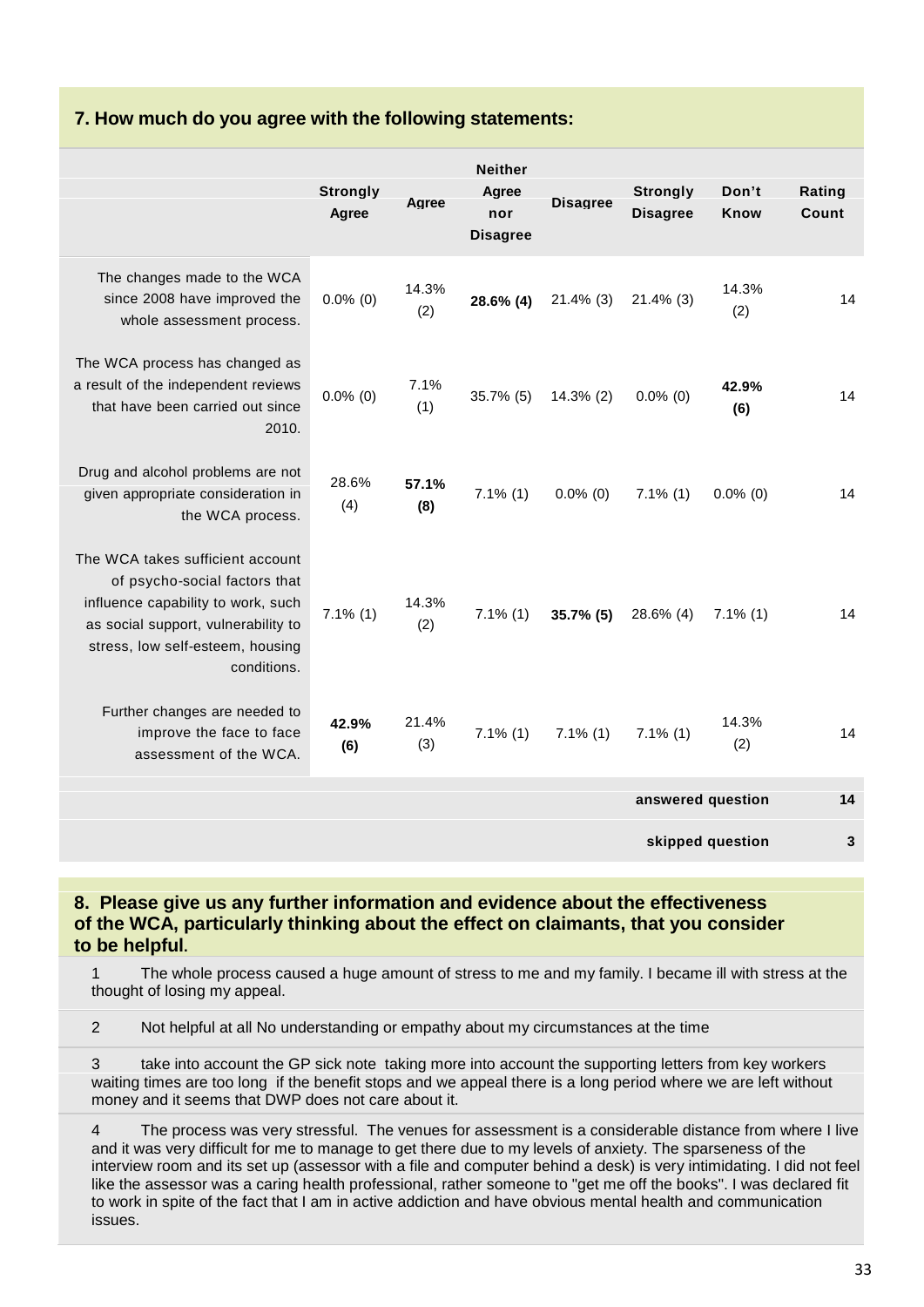## 7. How much do you agree with the following statements:

| | Strongly Agree | Agree | Neither Agree nor Disagree | Disagree | Strongly Disagree | Don't Know | Rating Count |
|---|---|---|---|---|---|---|---|
| The changes made to the WCA since 2008 have improved the whole assessment process. | 0.0% (0) | 14.3% (2) | **28.6% (4)** | 21.4% (3) | 21.4% (3) | 14.3% (2) | 14 |
| The WCA process has changed as a result of the independent reviews that have been carried out since 2010. | 0.0% (0) | 7.1% (1) | 35.7% (5) | 14.3% (2) | 0.0% (0) | **42.9% (6)** | 14 |
| Drug and alcohol problems are not given appropriate consideration in the WCA process. | 28.6% (4) | **57.1% (8)** | 7.1% (1) | 0.0% (0) | 7.1% (1) | 0.0% (0) | 14 |
| The WCA takes sufficient account of psycho-social factors that influence capability to work, such as social support, vulnerability to stress, low self-esteem, housing conditions. | 7.1% (1) | 14.3% (2) | 7.1% (1) | **35.7% (5)** | 28.6% (4) | 7.1% (1) | 14 |
| Further changes are needed to improve the face to face assessment of the WCA. | **42.9% (6)** | 21.4% (3) | 7.1% (1) | 7.1% (1) | 7.1% (1) | 14.3% (2) | 14 |
| | | | | | | **answered question** | **14** |
| | | | | | | **skipped question** | **3** |

## 8. Please give us any further information and evidence about the effectiveness of the WCA, particularly thinking about the effect on claimants, that you consider to be helpful.

1 The whole process caused a huge amount of stress to me and my family. I became ill with stress at the thought of losing my appeal.

2 Not helpful at all No understanding or empathy about my circumstances at the time

3 take into account the GP sick note taking more into account the supporting letters from key workers waiting times are too long if the benefit stops and we appeal there is a long period where we are left without money and it seems that DWP does not care about it.

4 The process was very stressful. The venues for assessment is a considerable distance from where I live and it was very difficult for me to manage to get there due to my levels of anxiety. The sparseness of the interview room and its set up (assessor with a file and computer behind a desk) is very intimidating. I did not feel like the assessor was a caring health professional, rather someone to "get me off the books". I was declared fit to work in spite of the fact that I am in active addiction and have obvious mental health and communication issues.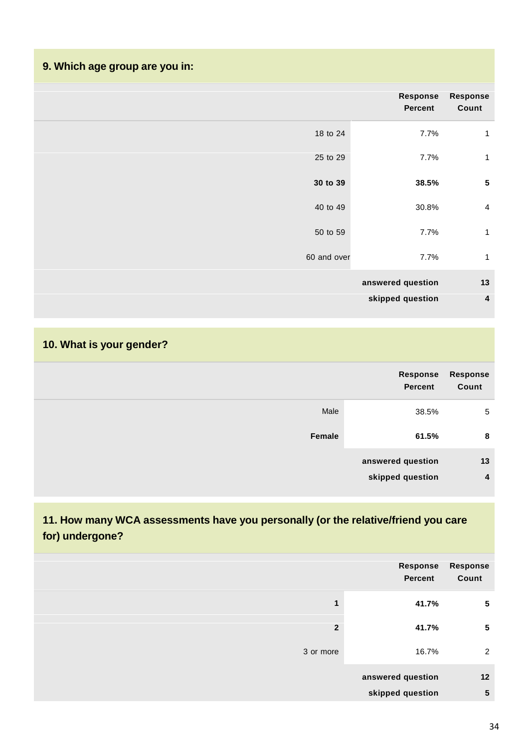### 9. Which age group are you in:

| | Response Percent | Response Count |
|---|---|---|
| 18 to 24 | 7.7% | 1 |
| 25 to 29 | 7.7% | 1 |
| **30 to 39** | **38.5%** | **5** |
| 40 to 49 | 30.8% | 4 |
| 50 to 59 | 7.7% | 1 |
| 60 and over | 7.7% | 1 |
| | **answered question** | **13** |
| | **skipped question** | **4** |

### 10. What is your gender?

| | Response Percent | Response Count |
|---|---|---|
| Male | 38.5% | 5 |
| **Female** | **61.5%** | **8** |
| | **answered question** | **13** |
| | **skipped question** | **4** |

### 11. How many WCA assessments have you personally (or the relative/friend you care for) undergone?

| | Response Percent | Response Count |
|---|---|---|
| **1** | **41.7%** | **5** |
| **2** | **41.7%** | **5** |
| 3 or more | 16.7% | 2 |
| | **answered question** | **12** |
| | **skipped question** | **5** |